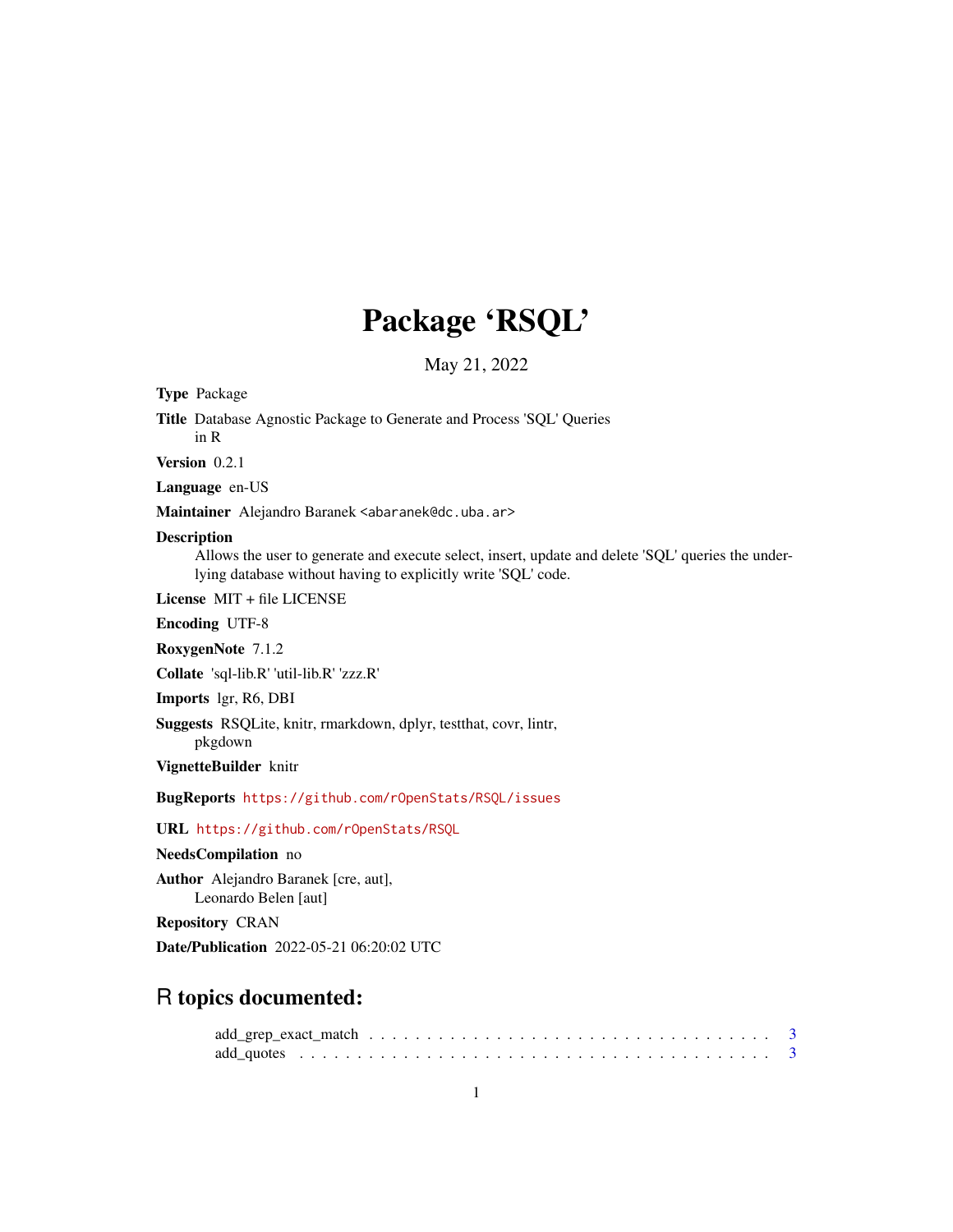# Package 'RSQL'

May 21, 2022

**Type** Package

**Title** Database Agnostic Package to Generate and Process 'SQL' Queries in R

**Version** 0.2.1

**Language** en-US

**Maintainer** Alejandro Baranek <abaranek@dc.uba.ar>

**Description** Allows the user to generate and execute select, insert, update and delete 'SQL' queries the underlying database without having to explicitly write 'SQL' code.

**License** MIT + file LICENSE

**Encoding** UTF-8

**RoxygenNote** 7.1.2

**Collate** 'sql-lib.R' 'util-lib.R' 'zzz.R'

**Imports** lgr, R6, DBI

**Suggests** RSQLite, knitr, rmarkdown, dplyr, testthat, covr, lintr, pkgdown

**VignetteBuilder** knitr

**BugReports** https://github.com/rOpenStats/RSQL/issues

**URL** https://github.com/rOpenStats/RSQL

**NeedsCompilation** no

**Author** Alejandro Baranek [cre, aut], Leonardo Belen [aut]

**Repository** CRAN

**Date/Publication** 2022-05-21 06:20:02 UTC

## R topics documented:

add_grep_exact_match . . . . . . . . . . . . . . . . . . . . . . . . . . . . . . . . . 3
add_quotes . . . . . . . . . . . . . . . . . . . . . . . . . . . . . . . . . . . . . . 3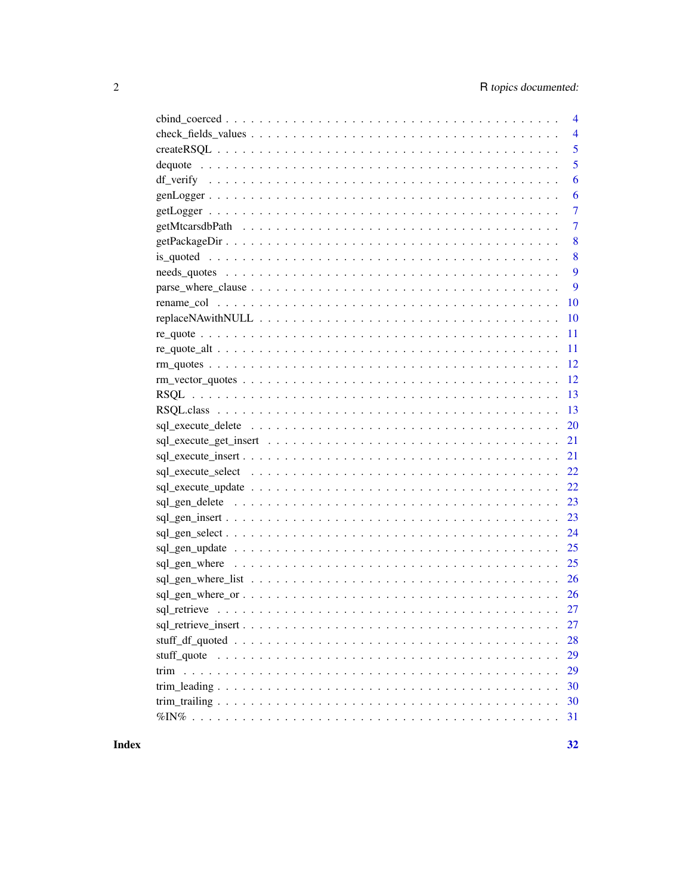cbind_coerced . . . . . . . . . . . . . . . . . . . . . . . . . . . . . . . . . . . . 4
check_fields_values . . . . . . . . . . . . . . . . . . . . . . . . . . . . . . . . . 4
createRSQL . . . . . . . . . . . . . . . . . . . . . . . . . . . . . . . . . . . . . 5
dequote . . . . . . . . . . . . . . . . . . . . . . . . . . . . . . . . . . . . . . . 5
df_verify . . . . . . . . . . . . . . . . . . . . . . . . . . . . . . . . . . . . . . 6
genLogger . . . . . . . . . . . . . . . . . . . . . . . . . . . . . . . . . . . . . . 6
getLogger . . . . . . . . . . . . . . . . . . . . . . . . . . . . . . . . . . . . . . 7
getMtcarsdbPath . . . . . . . . . . . . . . . . . . . . . . . . . . . . . . . . . . . 7
getPackageDir . . . . . . . . . . . . . . . . . . . . . . . . . . . . . . . . . . . . 8
is_quoted . . . . . . . . . . . . . . . . . . . . . . . . . . . . . . . . . . . . . . 8
needs_quotes . . . . . . . . . . . . . . . . . . . . . . . . . . . . . . . . . . . . 9
parse_where_clause . . . . . . . . . . . . . . . . . . . . . . . . . . . . . . . . . 9
rename_col . . . . . . . . . . . . . . . . . . . . . . . . . . . . . . . . . . . . . 10
replaceNAwithNULL . . . . . . . . . . . . . . . . . . . . . . . . . . . . . . . . . 10
re_quote . . . . . . . . . . . . . . . . . . . . . . . . . . . . . . . . . . . . . . 11
re_quote_alt . . . . . . . . . . . . . . . . . . . . . . . . . . . . . . . . . . . . 11
rm_quotes . . . . . . . . . . . . . . . . . . . . . . . . . . . . . . . . . . . . . 12
rm_vector_quotes . . . . . . . . . . . . . . . . . . . . . . . . . . . . . . . . . . 12
RSQL . . . . . . . . . . . . . . . . . . . . . . . . . . . . . . . . . . . . . . . . 13
RSQL.class . . . . . . . . . . . . . . . . . . . . . . . . . . . . . . . . . . . . . 13
sql_execute_delete . . . . . . . . . . . . . . . . . . . . . . . . . . . . . . . . . 20
sql_execute_get_insert . . . . . . . . . . . . . . . . . . . . . . . . . . . . . . . 21
sql_execute_insert . . . . . . . . . . . . . . . . . . . . . . . . . . . . . . . . . 21
sql_execute_select . . . . . . . . . . . . . . . . . . . . . . . . . . . . . . . . . 22
sql_execute_update . . . . . . . . . . . . . . . . . . . . . . . . . . . . . . . . . 22
sql_gen_delete . . . . . . . . . . . . . . . . . . . . . . . . . . . . . . . . . . . 23
sql_gen_insert . . . . . . . . . . . . . . . . . . . . . . . . . . . . . . . . . . . 23
sql_gen_select . . . . . . . . . . . . . . . . . . . . . . . . . . . . . . . . . . . 24
sql_gen_update . . . . . . . . . . . . . . . . . . . . . . . . . . . . . . . . . . . 25
sql_gen_where . . . . . . . . . . . . . . . . . . . . . . . . . . . . . . . . . . . . 25
sql_gen_where_list . . . . . . . . . . . . . . . . . . . . . . . . . . . . . . . . . 26
sql_gen_where_or . . . . . . . . . . . . . . . . . . . . . . . . . . . . . . . . . . 26
sql_retrieve . . . . . . . . . . . . . . . . . . . . . . . . . . . . . . . . . . . . . 27
sql_retrieve_insert . . . . . . . . . . . . . . . . . . . . . . . . . . . . . . . . . 27
stuff_df_quoted . . . . . . . . . . . . . . . . . . . . . . . . . . . . . . . . . . . 28
stuff_quote . . . . . . . . . . . . . . . . . . . . . . . . . . . . . . . . . . . . . 29
trim . . . . . . . . . . . . . . . . . . . . . . . . . . . . . . . . . . . . . . . . . 29
trim_leading . . . . . . . . . . . . . . . . . . . . . . . . . . . . . . . . . . . . . 30
trim_trailing . . . . . . . . . . . . . . . . . . . . . . . . . . . . . . . . . . . . 30
%IN% . . . . . . . . . . . . . . . . . . . . . . . . . . . . . . . . . . . . . . . . 31

**Index** **32**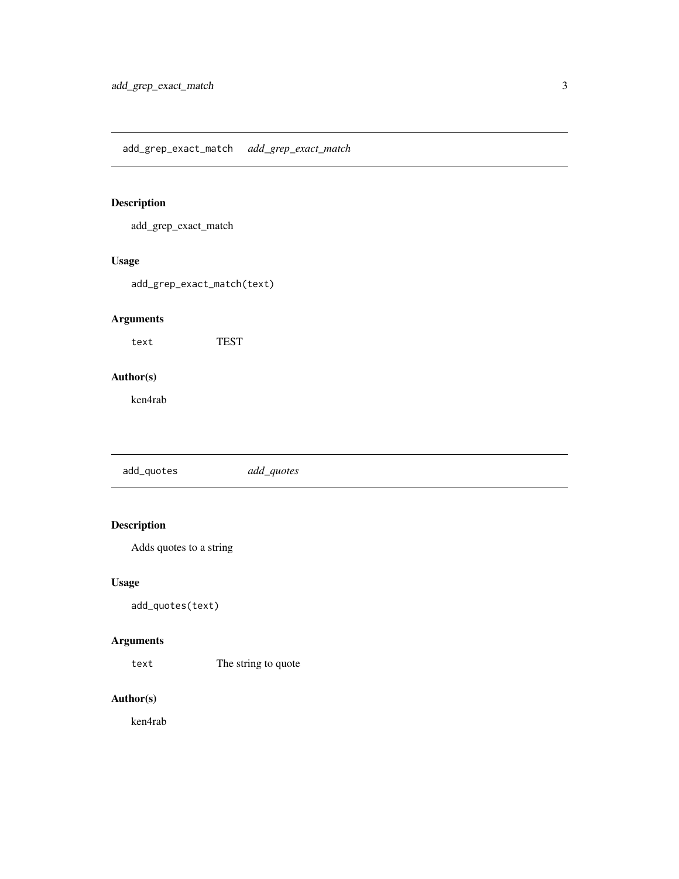## add_grep_exact_match    *add_grep_exact_match*

### Description

add_grep_exact_match

### Usage

```
add_grep_exact_match(text)
```

### Arguments

| | |
|---|---|
| `text` | TEST |

### Author(s)

ken4rab

## add_quotes    *add_quotes*

### Description

Adds quotes to a string

### Usage

```
add_quotes(text)
```

### Arguments

| | |
|---|---|
| `text` | The string to quote |

### Author(s)

ken4rab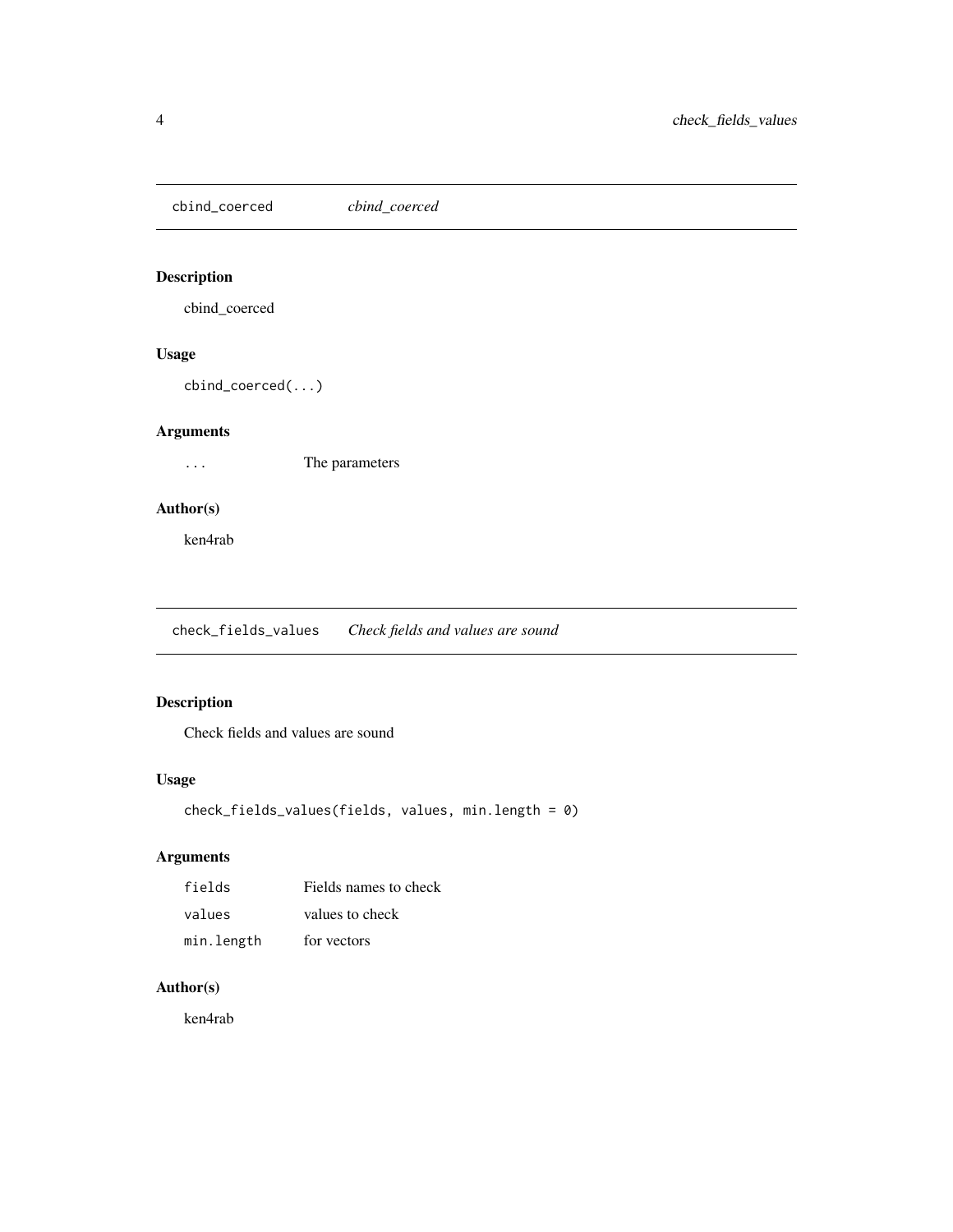## cbind_coerced — *cbind_coerced*

### Description

cbind_coerced

### Usage

```
cbind_coerced(...)
```

### Arguments

| | |
|---|---|
| `...` | The parameters |

### Author(s)

ken4rab

## check_fields_values — *Check fields and values are sound*

### Description

Check fields and values are sound

### Usage

```
check_fields_values(fields, values, min.length = 0)
```

### Arguments

| | |
|---|---|
| `fields` | Fields names to check |
| `values` | values to check |
| `min.length` | for vectors |

### Author(s)

ken4rab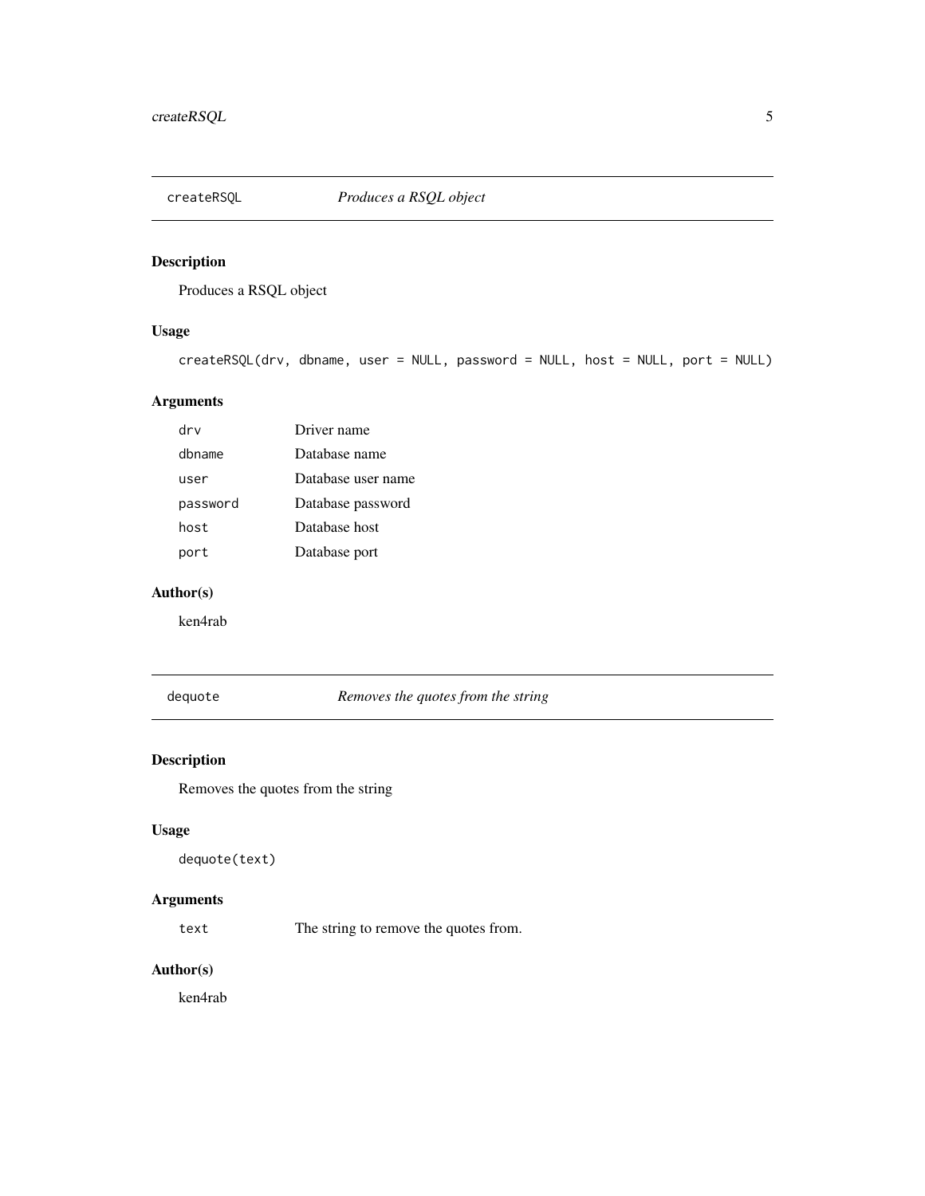## createRSQL — *Produces a RSQL object*

### Description

Produces a RSQL object

### Usage

```
createRSQL(drv, dbname, user = NULL, password = NULL, host = NULL, port = NULL)
```

### Arguments

| Argument | Description |
|---|---|
| `drv` | Driver name |
| `dbname` | Database name |
| `user` | Database user name |
| `password` | Database password |
| `host` | Database host |
| `port` | Database port |

### Author(s)

ken4rab

## dequote — *Removes the quotes from the string*

### Description

Removes the quotes from the string

### Usage

```
dequote(text)
```

### Arguments

| Argument | Description |
|---|---|
| `text` | The string to remove the quotes from. |

### Author(s)

ken4rab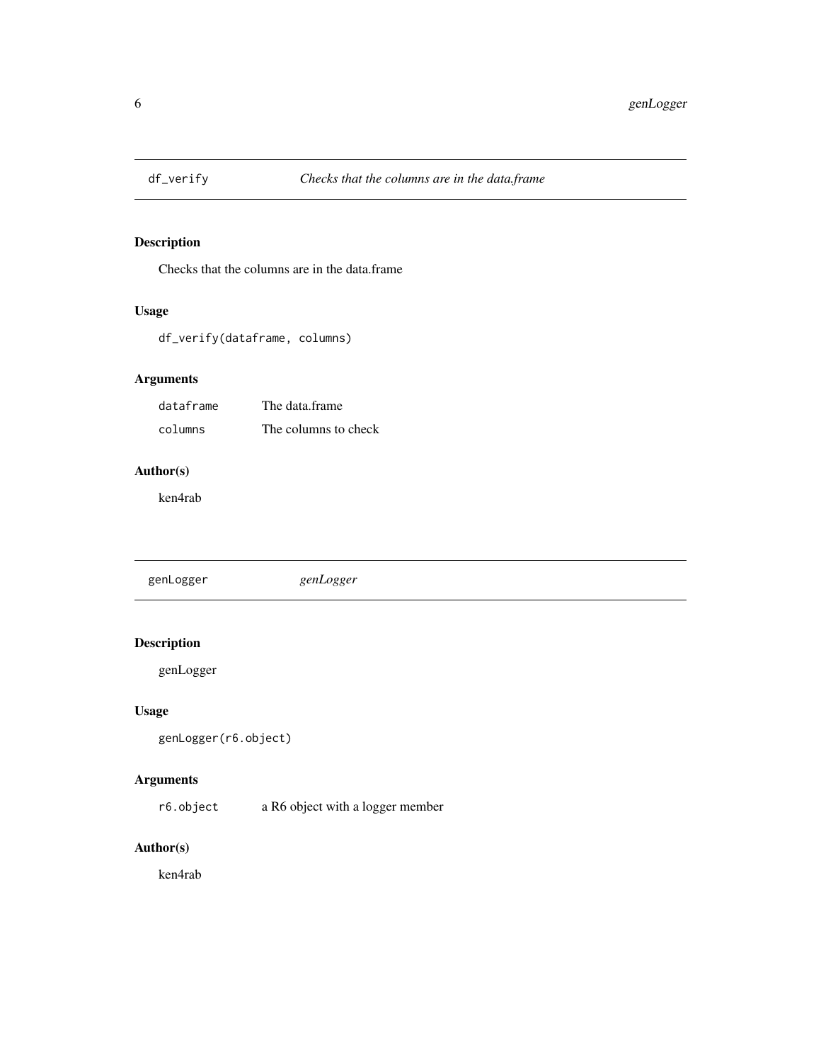## df_verify — *Checks that the columns are in the data.frame*

### Description

Checks that the columns are in the data.frame

### Usage

```
df_verify(dataframe, columns)
```

### Arguments

| | |
|---|---|
| `dataframe` | The data.frame |
| `columns` | The columns to check |

### Author(s)

ken4rab

## genLogger — *genLogger*

### Description

genLogger

### Usage

```
genLogger(r6.object)
```

### Arguments

| | |
|---|---|
| `r6.object` | a R6 object with a logger member |

### Author(s)

ken4rab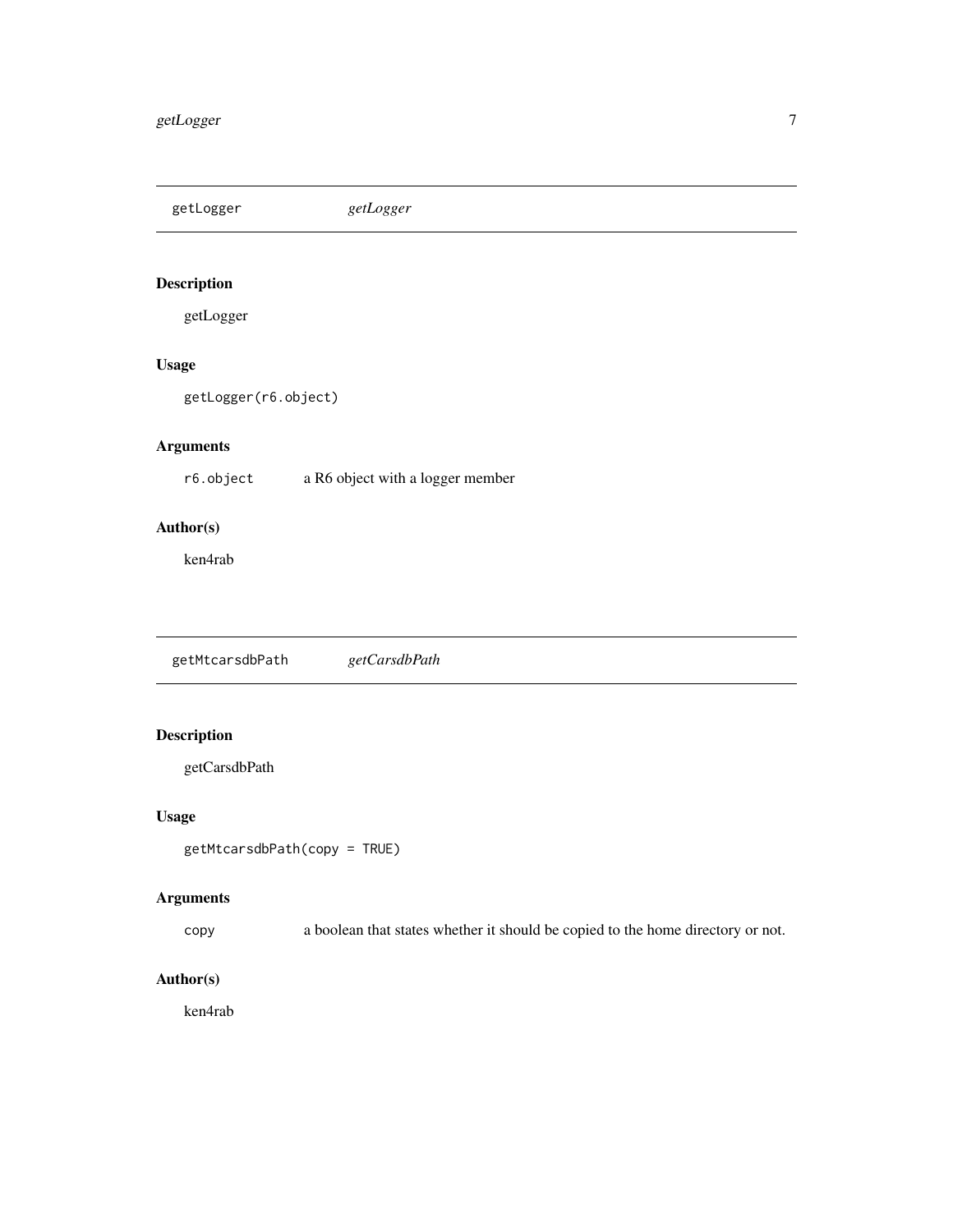## getLogger *getLogger*

### Description

getLogger

### Usage

```
getLogger(r6.object)
```

### Arguments

| | |
|---|---|
| `r6.object` | a R6 object with a logger member |

### Author(s)

ken4rab

## getMtcarsdbPath *getCarsdbPath*

### Description

getCarsdbPath

### Usage

```
getMtcarsdbPath(copy = TRUE)
```

### Arguments

| | |
|---|---|
| `copy` | a boolean that states whether it should be copied to the home directory or not. |

### Author(s)

ken4rab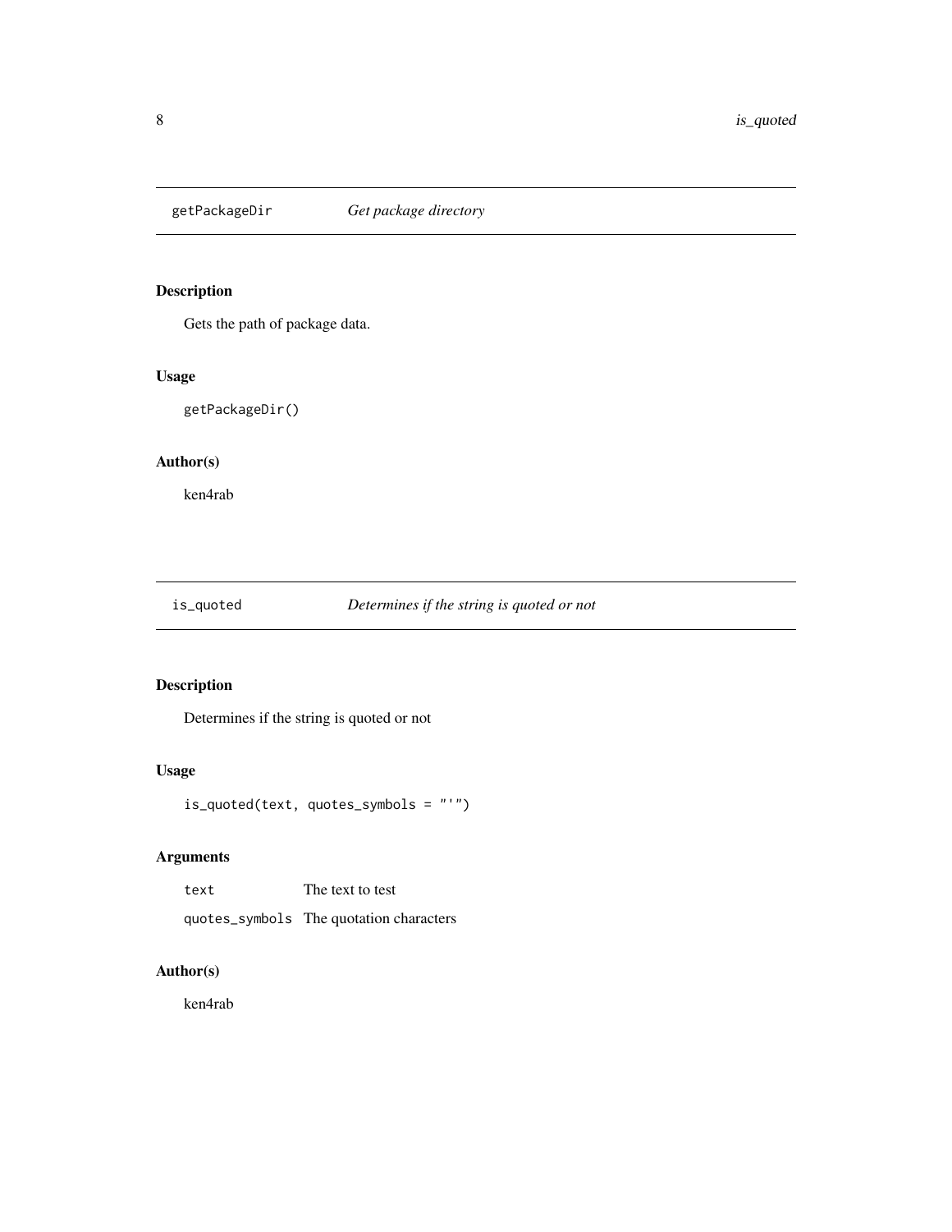## getPackageDir — *Get package directory*

### Description

Gets the path of package data.

### Usage

```
getPackageDir()
```

### Author(s)

ken4rab

## is_quoted — *Determines if the string is quoted or not*

### Description

Determines if the string is quoted or not

### Usage

```
is_quoted(text, quotes_symbols = "'")
```

### Arguments

| | |
|---|---|
| text | The text to test |
| quotes_symbols | The quotation characters |

### Author(s)

ken4rab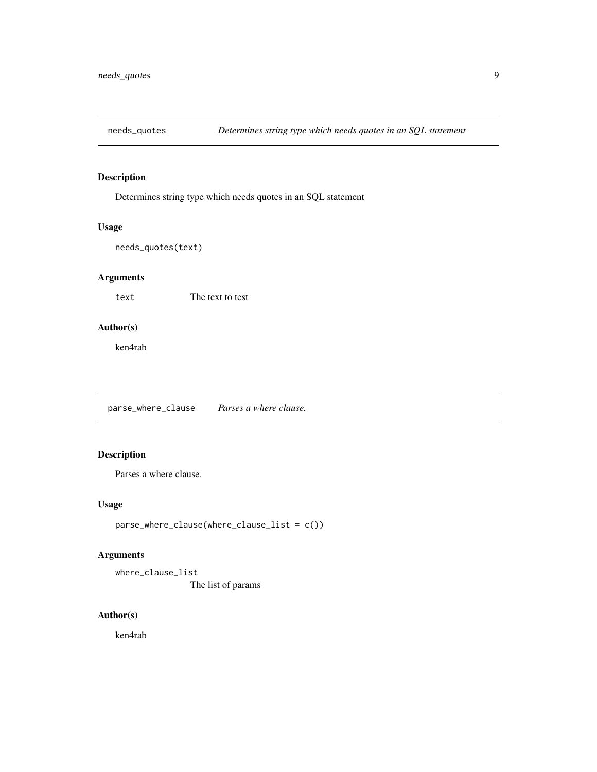## needs_quotes    *Determines string type which needs quotes in an SQL statement*

### Description

Determines string type which needs quotes in an SQL statement

### Usage

```
needs_quotes(text)
```

### Arguments

| | |
|---|---|
| text | The text to test |

### Author(s)

ken4rab

## parse_where_clause    *Parses a where clause.*

### Description

Parses a where clause.

### Usage

```
parse_where_clause(where_clause_list = c())
```

### Arguments

| | |
|---|---|
| where_clause_list | The list of params |

### Author(s)

ken4rab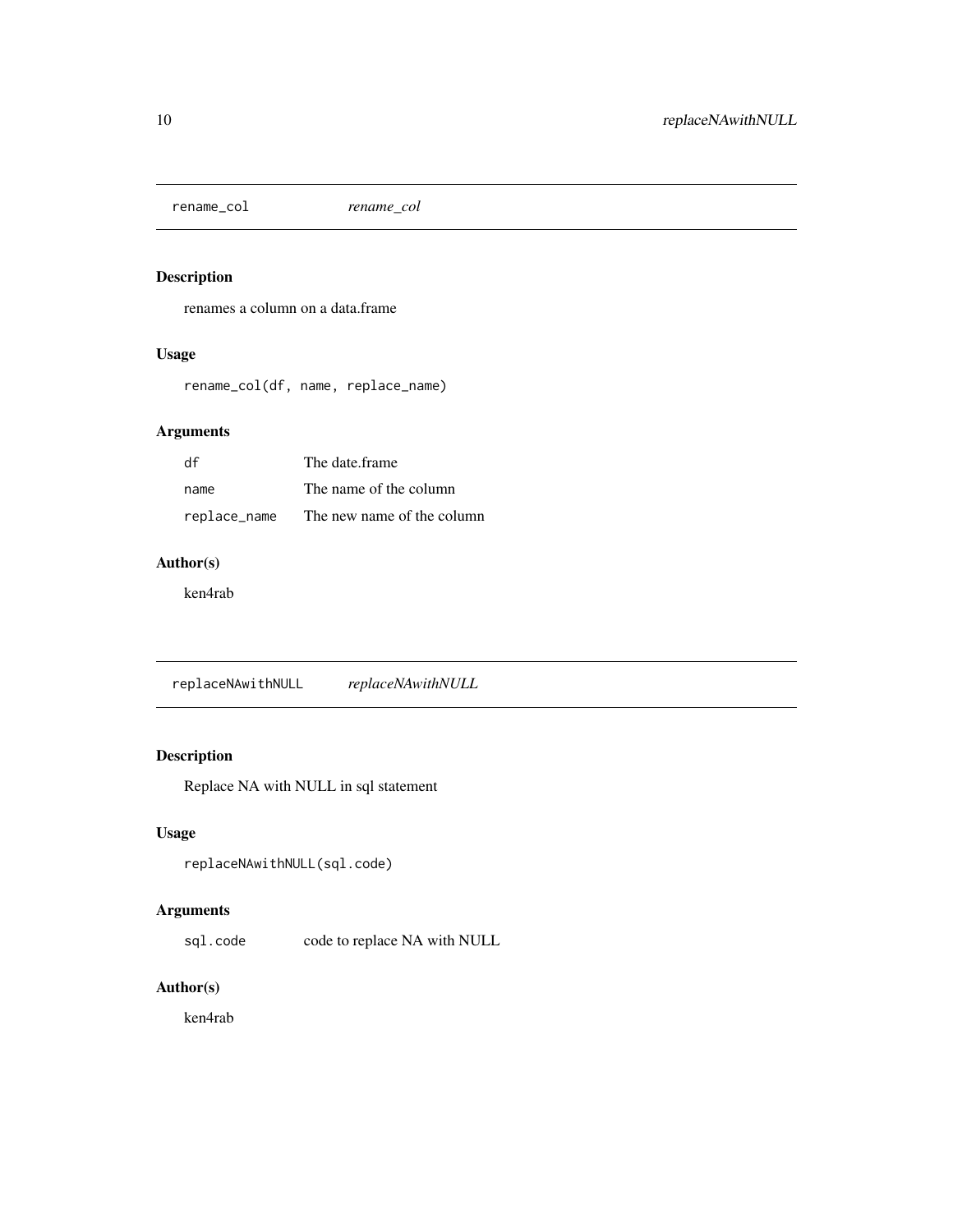## rename_col *rename_col*

### Description

renames a column on a data.frame

### Usage

```
rename_col(df, name, replace_name)
```

### Arguments

| | |
|---|---|
| df | The date.frame |
| name | The name of the column |
| replace_name | The new name of the column |

### Author(s)

ken4rab

## replaceNAwithNULL *replaceNAwithNULL*

### Description

Replace NA with NULL in sql statement

### Usage

```
replaceNAwithNULL(sql.code)
```

### Arguments

| | |
|---|---|
| sql.code | code to replace NA with NULL |

### Author(s)

ken4rab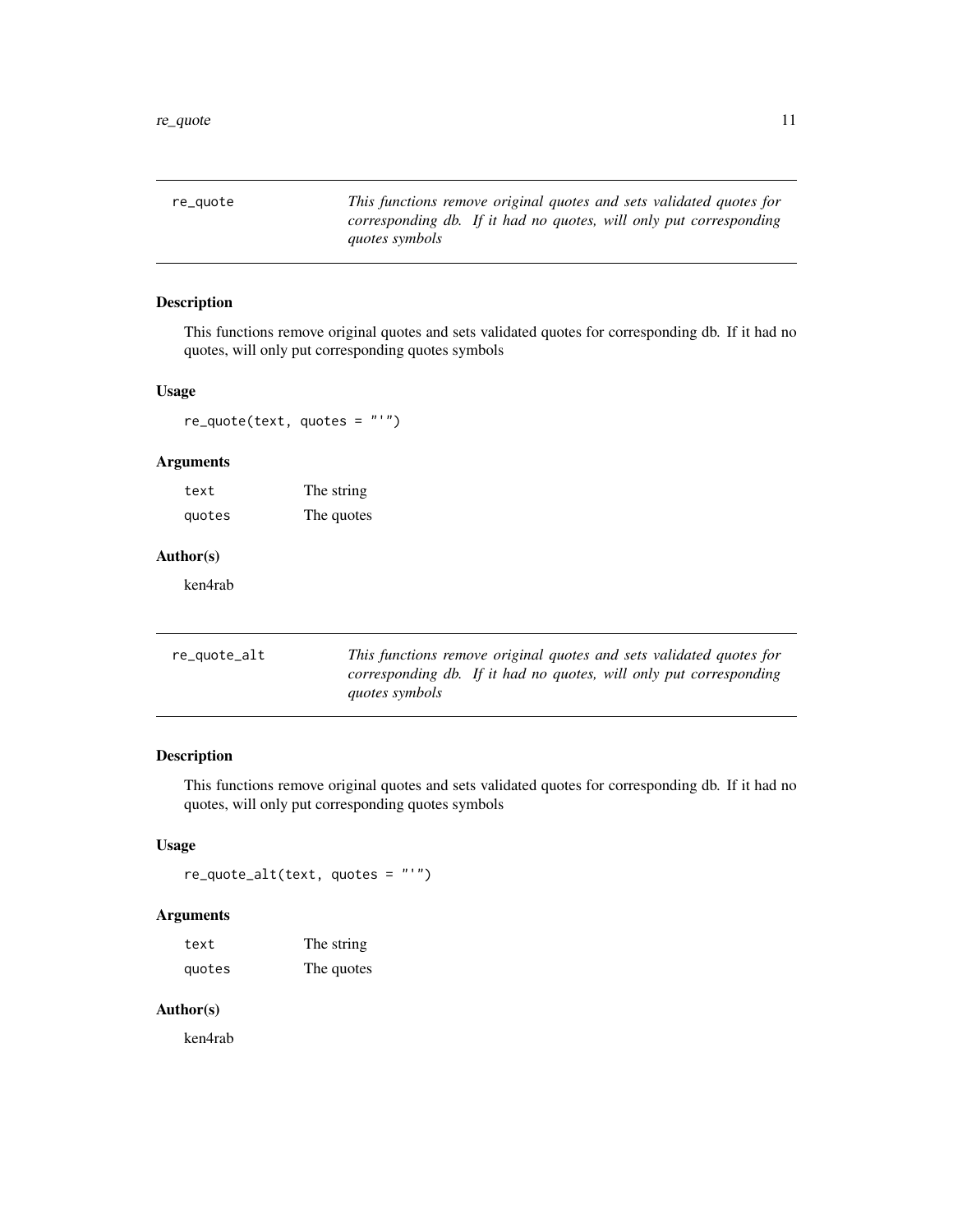## re_quote

*This functions remove original quotes and sets validated quotes for corresponding db. If it had no quotes, will only put corresponding quotes symbols*

### Description

This functions remove original quotes and sets validated quotes for corresponding db. If it had no quotes, will only put corresponding quotes symbols

### Usage

```
re_quote(text, quotes = "'")
```

### Arguments

| | |
|---|---|
| text | The string |
| quotes | The quotes |

### Author(s)

ken4rab

## re_quote_alt

*This functions remove original quotes and sets validated quotes for corresponding db. If it had no quotes, will only put corresponding quotes symbols*

### Description

This functions remove original quotes and sets validated quotes for corresponding db. If it had no quotes, will only put corresponding quotes symbols

### Usage

```
re_quote_alt(text, quotes = "'")
```

### Arguments

| | |
|---|---|
| text | The string |
| quotes | The quotes |

### Author(s)

ken4rab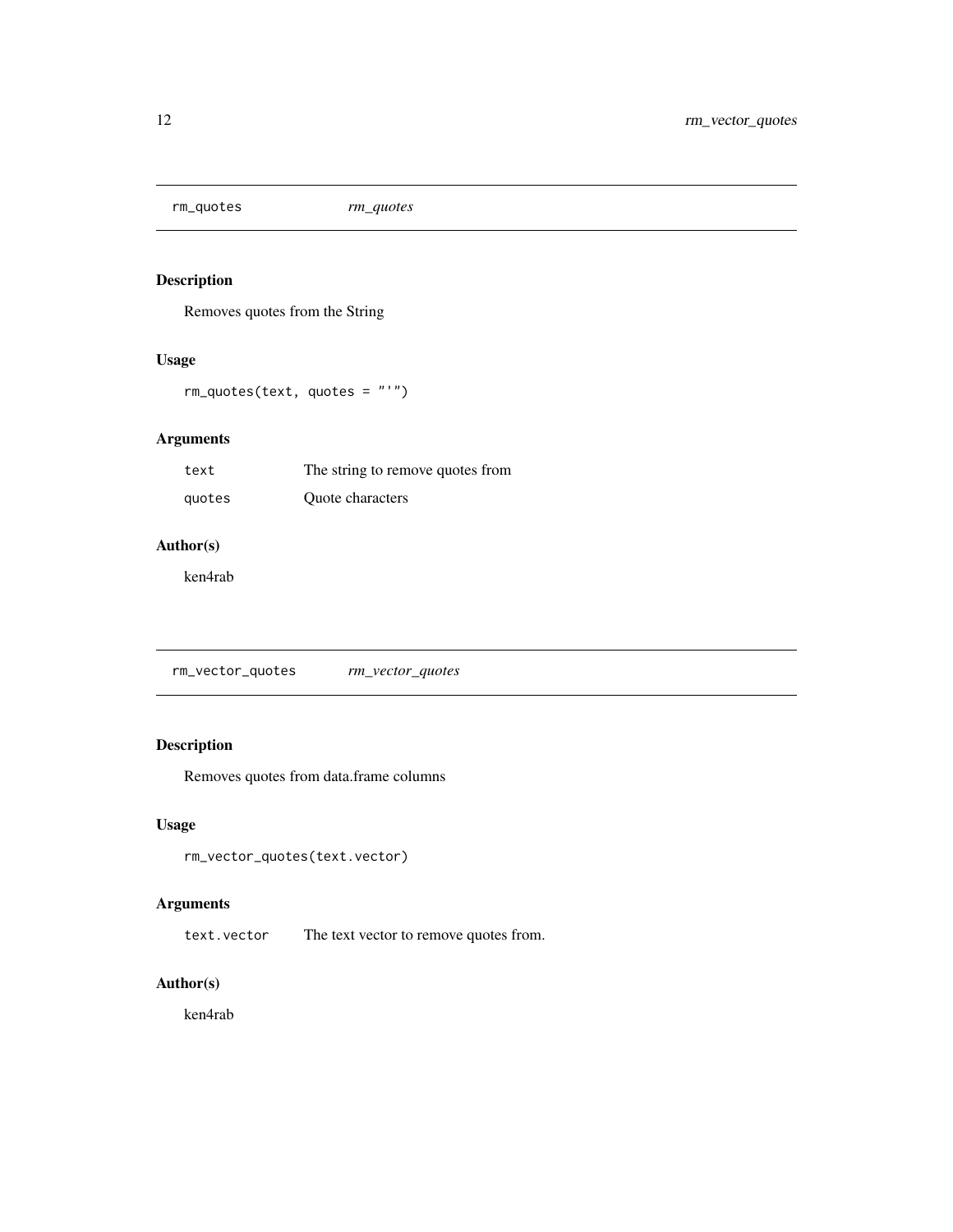## rm_quotes

*rm_quotes*

### Description

Removes quotes from the String

### Usage

```
rm_quotes(text, quotes = "'")
```

### Arguments

| | |
|---|---|
| text | The string to remove quotes from |
| quotes | Quote characters |

### Author(s)

ken4rab

## rm_vector_quotes

*rm_vector_quotes*

### Description

Removes quotes from data.frame columns

### Usage

```
rm_vector_quotes(text.vector)
```

### Arguments

| | |
|---|---|
| text.vector | The text vector to remove quotes from. |

### Author(s)

ken4rab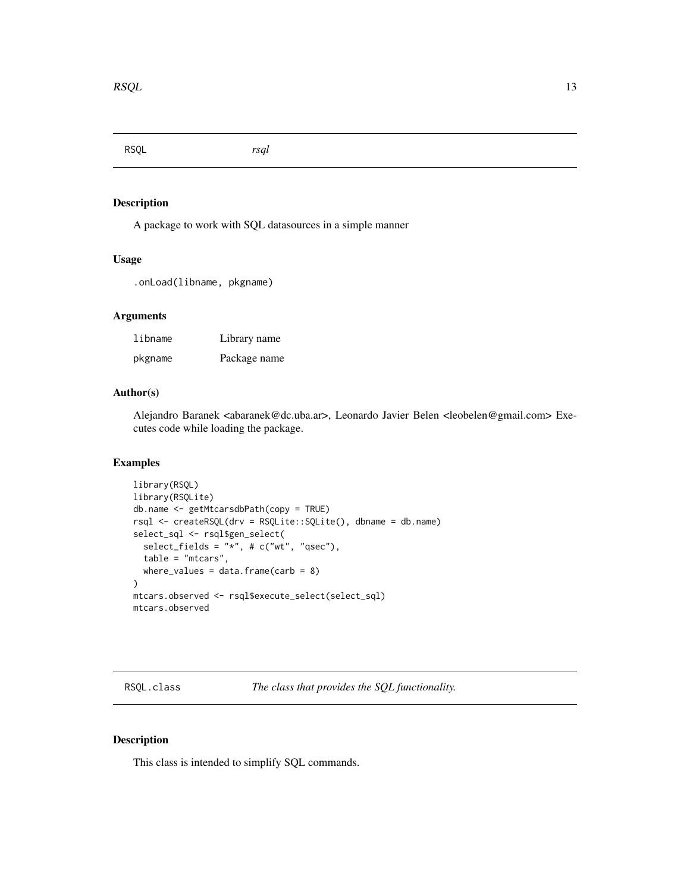## RSQL — *rsql*

### Description

A package to work with SQL datasources in a simple manner

### Usage

```
.onLoad(libname, pkgname)
```

### Arguments

| | |
|---|---|
| libname | Library name |
| pkgname | Package name |

### Author(s)

Alejandro Baranek <abaranek@dc.uba.ar>, Leonardo Javier Belen <leobelen@gmail.com> Executes code while loading the package.

### Examples

```
library(RSQL)
library(RSQLite)
db.name <- getMtcarsdbPath(copy = TRUE)
rsql <- createRSQL(drv = RSQLite::SQLite(), dbname = db.name)
select_sql <- rsql$gen_select(
  select_fields = "*", # c("wt", "qsec"),
  table = "mtcars",
  where_values = data.frame(carb = 8)
)
mtcars.observed <- rsql$execute_select(select_sql)
mtcars.observed
```

## RSQL.class — *The class that provides the SQL functionality.*

### Description

This class is intended to simplify SQL commands.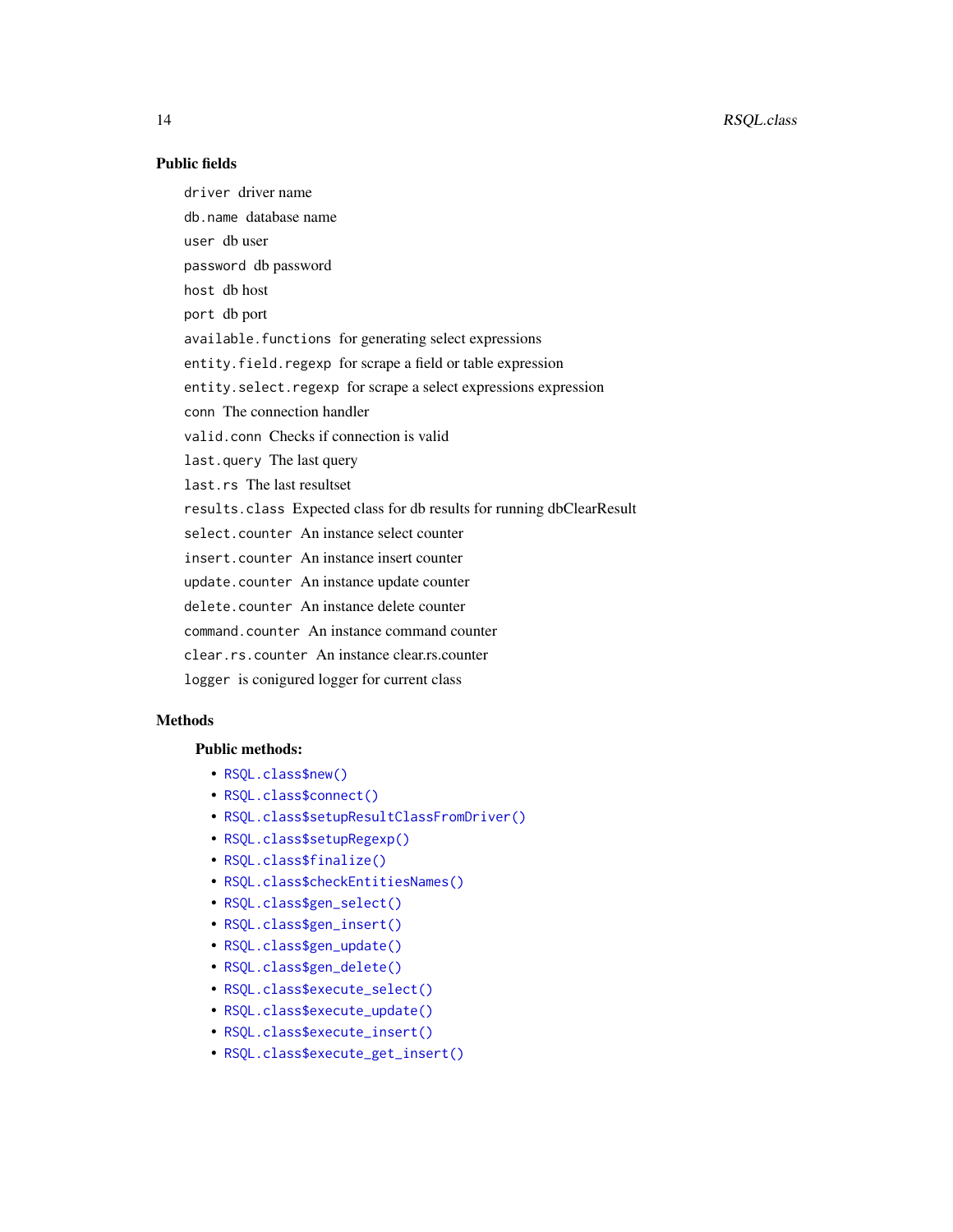### Public fields

`driver` driver name

`db.name` database name

`user` db user

`password` db password

`host` db host

`port` db port

`available.functions` for generating select expressions

`entity.field.regexp` for scrape a field or table expression

`entity.select.regexp` for scrape a select expressions expression

`conn` The connection handler

`valid.conn` Checks if connection is valid

`last.query` The last query

`last.rs` The last resultset

`results.class` Expected class for db results for running dbClearResult

`select.counter` An instance select counter

`insert.counter` An instance insert counter

`update.counter` An instance update counter

`delete.counter` An instance delete counter

`command.counter` An instance command counter

`clear.rs.counter` An instance clear.rs.counter

`logger` is conigured logger for current class

### Methods

**Public methods:**

- `RSQL.class$new()`
- `RSQL.class$connect()`
- `RSQL.class$setupResultClassFromDriver()`
- `RSQL.class$setupRegexp()`
- `RSQL.class$finalize()`
- `RSQL.class$checkEntitiesNames()`
- `RSQL.class$gen_select()`
- `RSQL.class$gen_insert()`
- `RSQL.class$gen_update()`
- `RSQL.class$gen_delete()`
- `RSQL.class$execute_select()`
- `RSQL.class$execute_update()`
- `RSQL.class$execute_insert()`
- `RSQL.class$execute_get_insert()`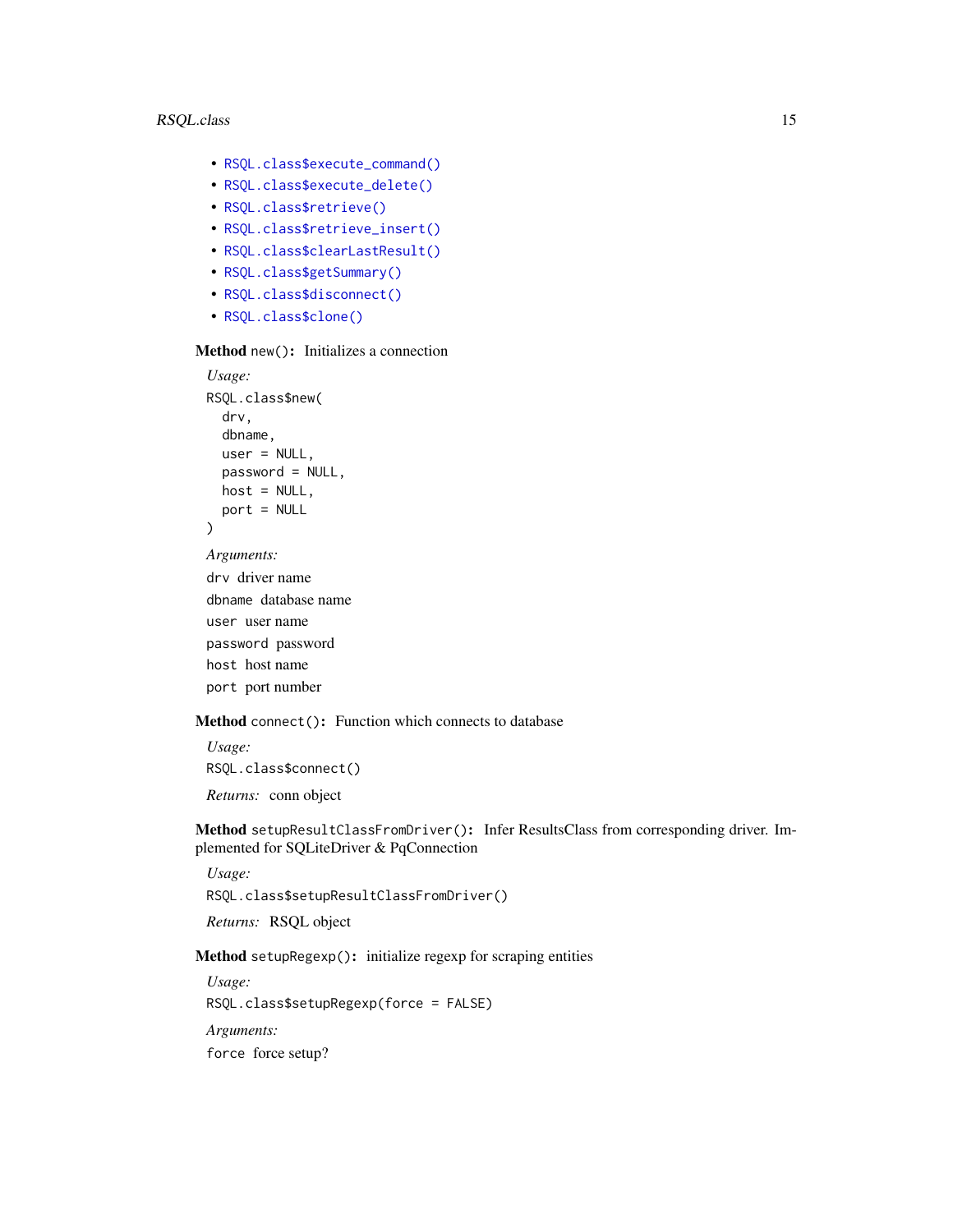- RSQL.class$execute_command()
- RSQL.class$execute_delete()
- RSQL.class$retrieve()
- RSQL.class$retrieve_insert()
- RSQL.class$clearLastResult()
- RSQL.class$getSummary()
- RSQL.class$disconnect()
- RSQL.class$clone()

**Method** `new()`**:** Initializes a connection

*Usage:*

```
RSQL.class$new(
  drv,
  dbname,
  user = NULL,
  password = NULL,
  host = NULL,
  port = NULL
)
```

*Arguments:*

`drv` driver name

`dbname` database name

`user` user name

`password` password

`host` host name

`port` port number

**Method** `connect()`**:** Function which connects to database

*Usage:*

```
RSQL.class$connect()
```

*Returns:* conn object

**Method** `setupResultClassFromDriver()`**:** Infer ResultsClass from corresponding driver. Implemented for SQLiteDriver & PqConnection

*Usage:*

```
RSQL.class$setupResultClassFromDriver()
```

*Returns:* RSQL object

**Method** `setupRegexp()`**:** initialize regexp for scraping entities

*Usage:*

```
RSQL.class$setupRegexp(force = FALSE)
```

*Arguments:*

`force` force setup?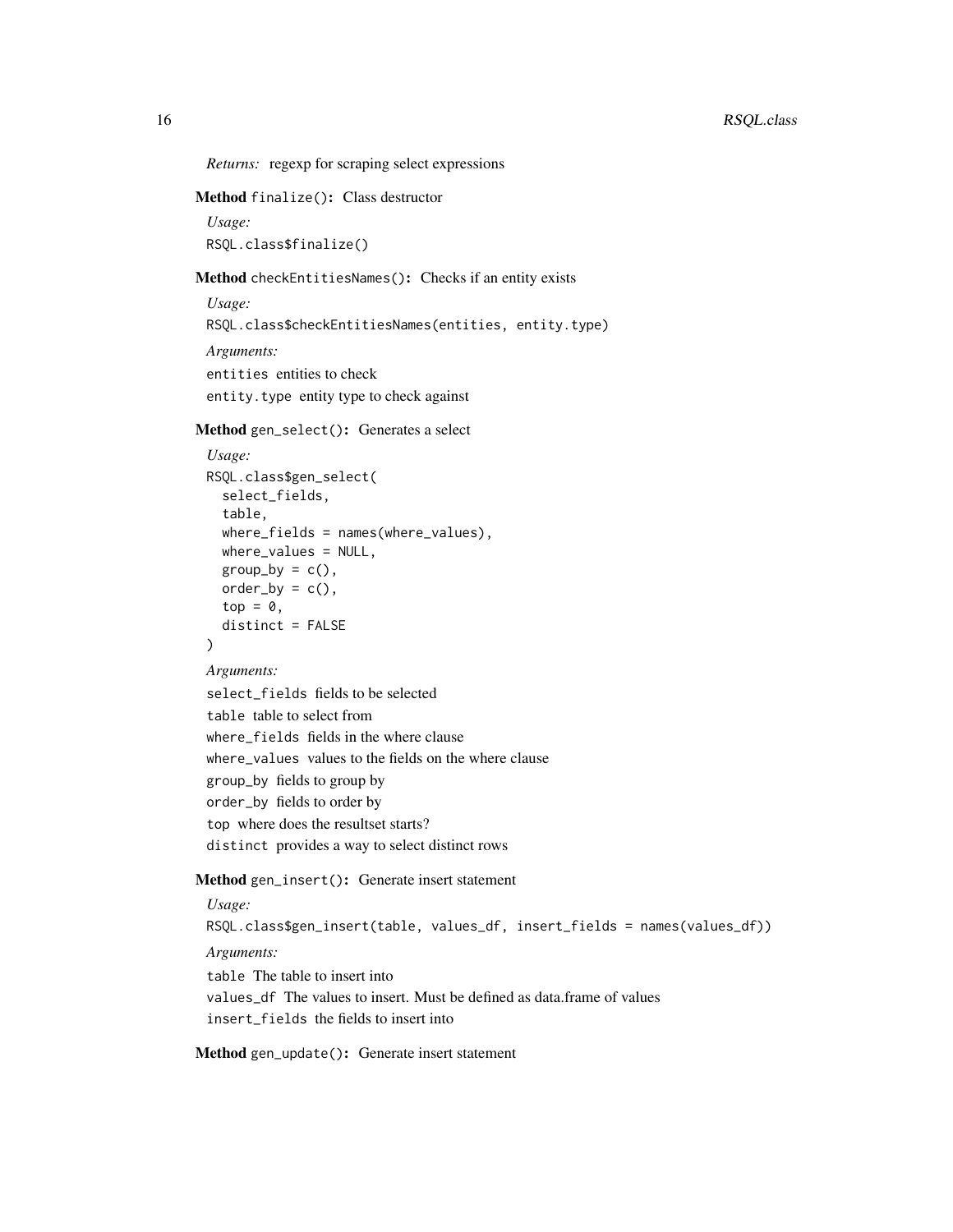*Returns:* regexp for scraping select expressions

**Method** `finalize()`**:** Class destructor

*Usage:*

```
RSQL.class$finalize()
```

**Method** `checkEntitiesNames()`**:** Checks if an entity exists

*Usage:*

```
RSQL.class$checkEntitiesNames(entities, entity.type)
```

*Arguments:*

`entities` entities to check

`entity.type` entity type to check against

**Method** `gen_select()`**:** Generates a select

*Usage:*

```
RSQL.class$gen_select(
  select_fields,
  table,
  where_fields = names(where_values),
  where_values = NULL,
  group_by = c(),
  order_by = c(),
  top = 0,
  distinct = FALSE
)
```

*Arguments:*

`select_fields` fields to be selected

`table` table to select from

`where_fields` fields in the where clause

`where_values` values to the fields on the where clause

`group_by` fields to group by

`order_by` fields to order by

`top` where does the resultset starts?

`distinct` provides a way to select distinct rows

**Method** `gen_insert()`**:** Generate insert statement

*Usage:*

```
RSQL.class$gen_insert(table, values_df, insert_fields = names(values_df))
```

*Arguments:*

`table` The table to insert into

`values_df` The values to insert. Must be defined as data.frame of values

`insert_fields` the fields to insert into

**Method** `gen_update()`**:** Generate insert statement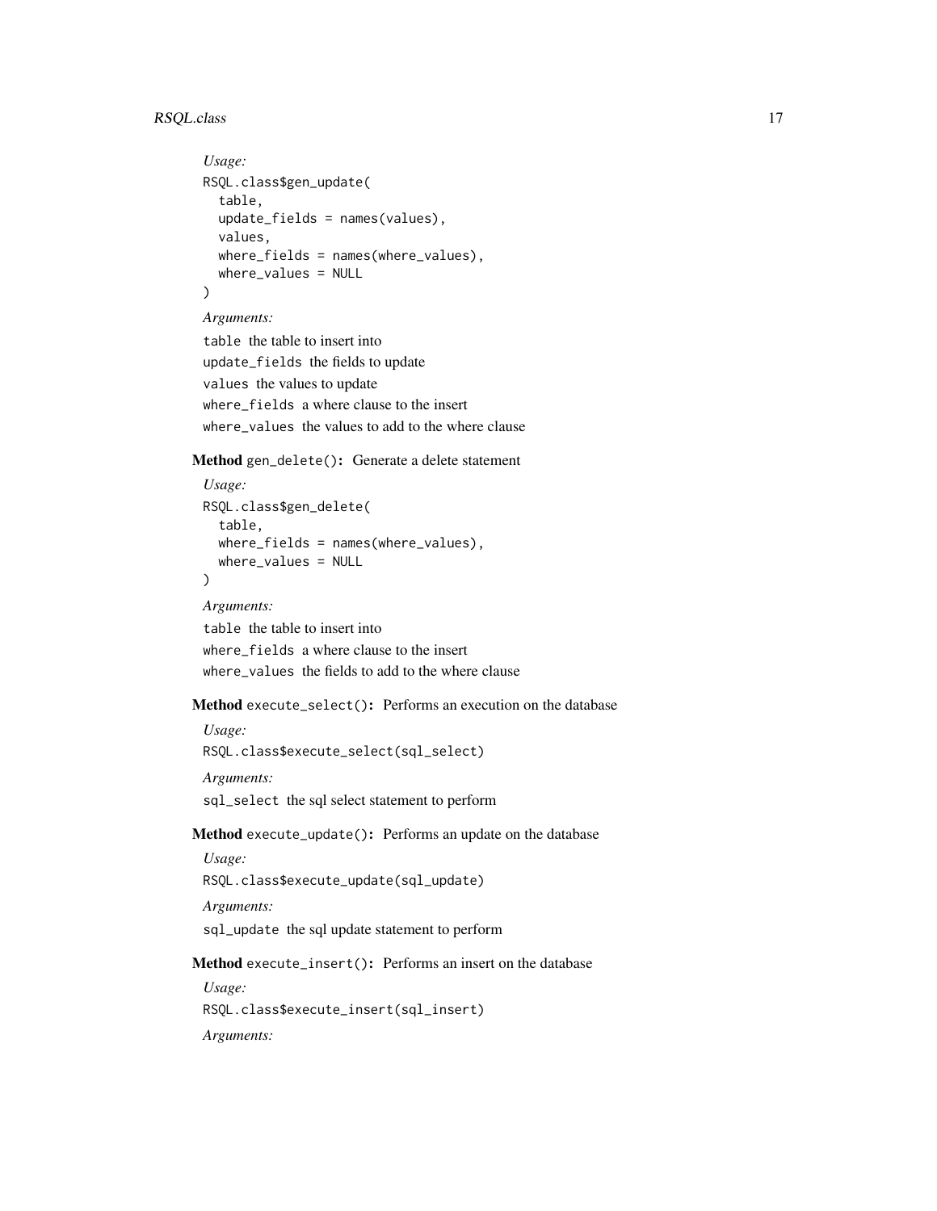*Usage:*

```
RSQL.class$gen_update(
  table,
  update_fields = names(values),
  values,
  where_fields = names(where_values),
  where_values = NULL
)
```

*Arguments:*

`table` the table to insert into

`update_fields` the fields to update

`values` the values to update

`where_fields` a where clause to the insert

`where_values` the values to add to the where clause

**Method** `gen_delete()`**:** Generate a delete statement

*Usage:*

```
RSQL.class$gen_delete(
  table,
  where_fields = names(where_values),
  where_values = NULL
)
```

*Arguments:*

`table` the table to insert into

`where_fields` a where clause to the insert

`where_values` the fields to add to the where clause

**Method** `execute_select()`**:** Performs an execution on the database

*Usage:*

```
RSQL.class$execute_select(sql_select)
```

*Arguments:*

`sql_select` the sql select statement to perform

**Method** `execute_update()`**:** Performs an update on the database

*Usage:*

```
RSQL.class$execute_update(sql_update)
```

*Arguments:*

`sql_update` the sql update statement to perform

**Method** `execute_insert()`**:** Performs an insert on the database

*Usage:*

```
RSQL.class$execute_insert(sql_insert)
```

*Arguments:*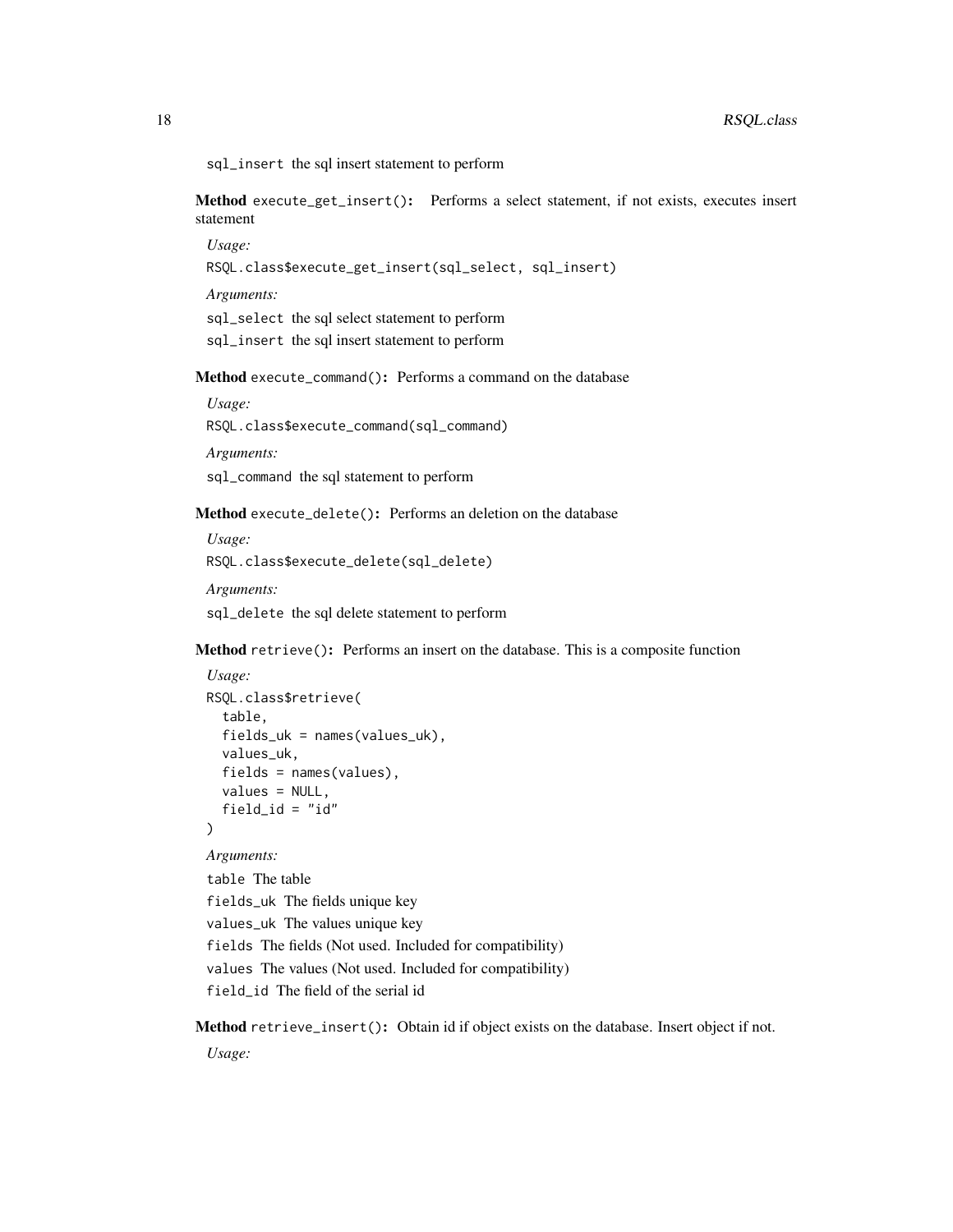`sql_insert` the sql insert statement to perform

**Method** `execute_get_insert()`**:** Performs a select statement, if not exists, executes insert statement

*Usage:*

```
RSQL.class$execute_get_insert(sql_select, sql_insert)
```

*Arguments:*

`sql_select` the sql select statement to perform

`sql_insert` the sql insert statement to perform

**Method** `execute_command()`**:** Performs a command on the database

*Usage:*

```
RSQL.class$execute_command(sql_command)
```

*Arguments:*

`sql_command` the sql statement to perform

**Method** `execute_delete()`**:** Performs an deletion on the database

*Usage:*

```
RSQL.class$execute_delete(sql_delete)
```

*Arguments:*

`sql_delete` the sql delete statement to perform

**Method** `retrieve()`**:** Performs an insert on the database. This is a composite function

*Usage:*

```
RSQL.class$retrieve(
  table,
  fields_uk = names(values_uk),
  values_uk,
  fields = names(values),
  values = NULL,
  field_id = "id"
)
```

*Arguments:*

`table` The table

`fields_uk` The fields unique key

`values_uk` The values unique key

`fields` The fields (Not used. Included for compatibility)

`values` The values (Not used. Included for compatibility)

`field_id` The field of the serial id

**Method** `retrieve_insert()`**:** Obtain id if object exists on the database. Insert object if not.

*Usage:*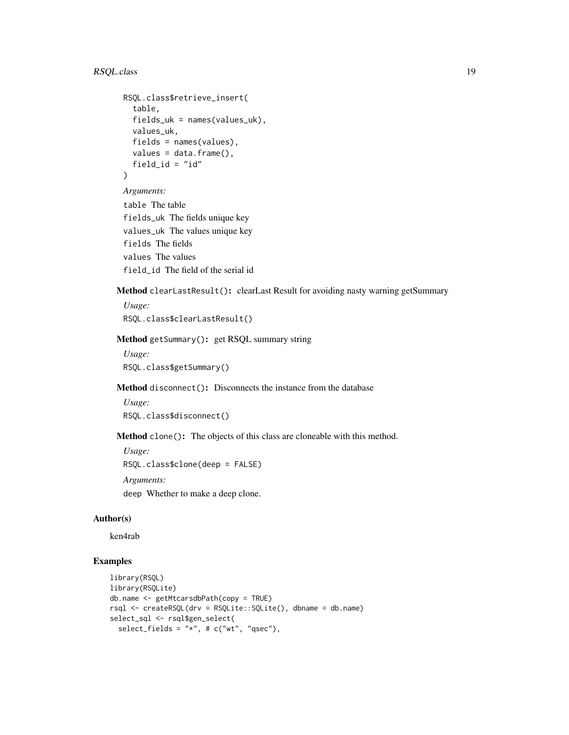```
RSQL.class$retrieve_insert(
  table,
  fields_uk = names(values_uk),
  values_uk,
  fields = names(values),
  values = data.frame(),
  field_id = "id"
)
```

*Arguments:*

`table` The table

`fields_uk` The fields unique key

`values_uk` The values unique key

`fields` The fields

`values` The values

`field_id` The field of the serial id

**Method** `clearLastResult()`**:** clearLast Result for avoiding nasty warning getSummary

*Usage:*

```
RSQL.class$clearLastResult()
```

**Method** `getSummary()`**:** get RSQL summary string

*Usage:*

```
RSQL.class$getSummary()
```

**Method** `disconnect()`**:** Disconnects the instance from the database

*Usage:*

```
RSQL.class$disconnect()
```

**Method** `clone()`**:** The objects of this class are cloneable with this method.

*Usage:*

```
RSQL.class$clone(deep = FALSE)
```

*Arguments:*

`deep` Whether to make a deep clone.

## Author(s)

ken4rab

## Examples

```
library(RSQL)
library(RSQLite)
db.name <- getMtcarsdbPath(copy = TRUE)
rsql <- createRSQL(drv = RSQLite::SQLite(), dbname = db.name)
select_sql <- rsql$gen_select(
  select_fields = "*", # c("wt", "qsec"),
```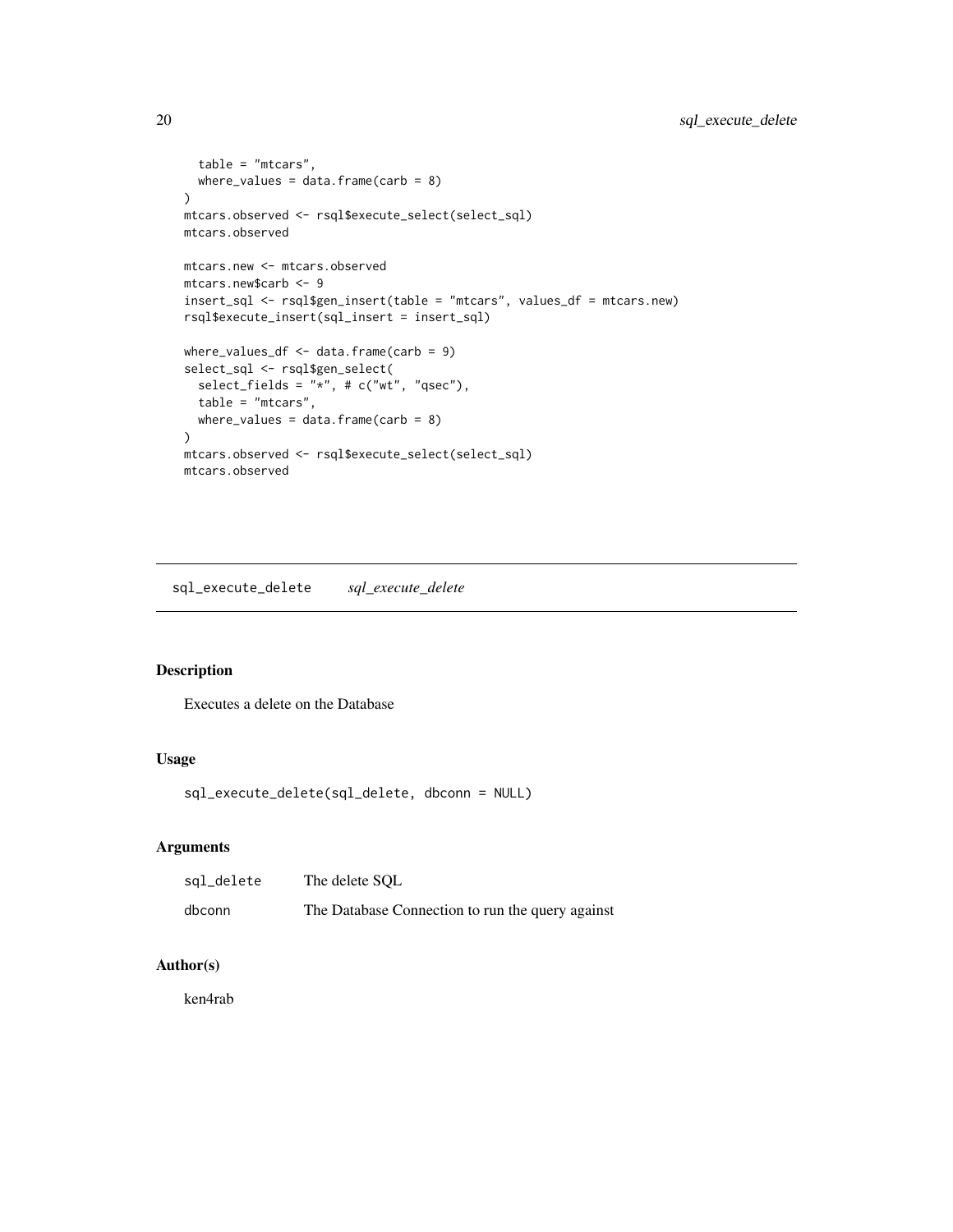```
  table = "mtcars",
  where_values = data.frame(carb = 8)
)
mtcars.observed <- rsql$execute_select(select_sql)
mtcars.observed

mtcars.new <- mtcars.observed
mtcars.new$carb <- 9
insert_sql <- rsql$gen_insert(table = "mtcars", values_df = mtcars.new)
rsql$execute_insert(sql_insert = insert_sql)

where_values_df <- data.frame(carb = 9)
select_sql <- rsql$gen_select(
  select_fields = "*", # c("wt", "qsec"),
  table = "mtcars",
  where_values = data.frame(carb = 8)
)
mtcars.observed <- rsql$execute_select(select_sql)
mtcars.observed
```

## sql_execute_delete *sql_execute_delete*

### Description

Executes a delete on the Database

### Usage

```
sql_execute_delete(sql_delete, dbconn = NULL)
```

### Arguments

| | |
|---|---|
| sql_delete | The delete SQL |
| dbconn | The Database Connection to run the query against |

### Author(s)

ken4rab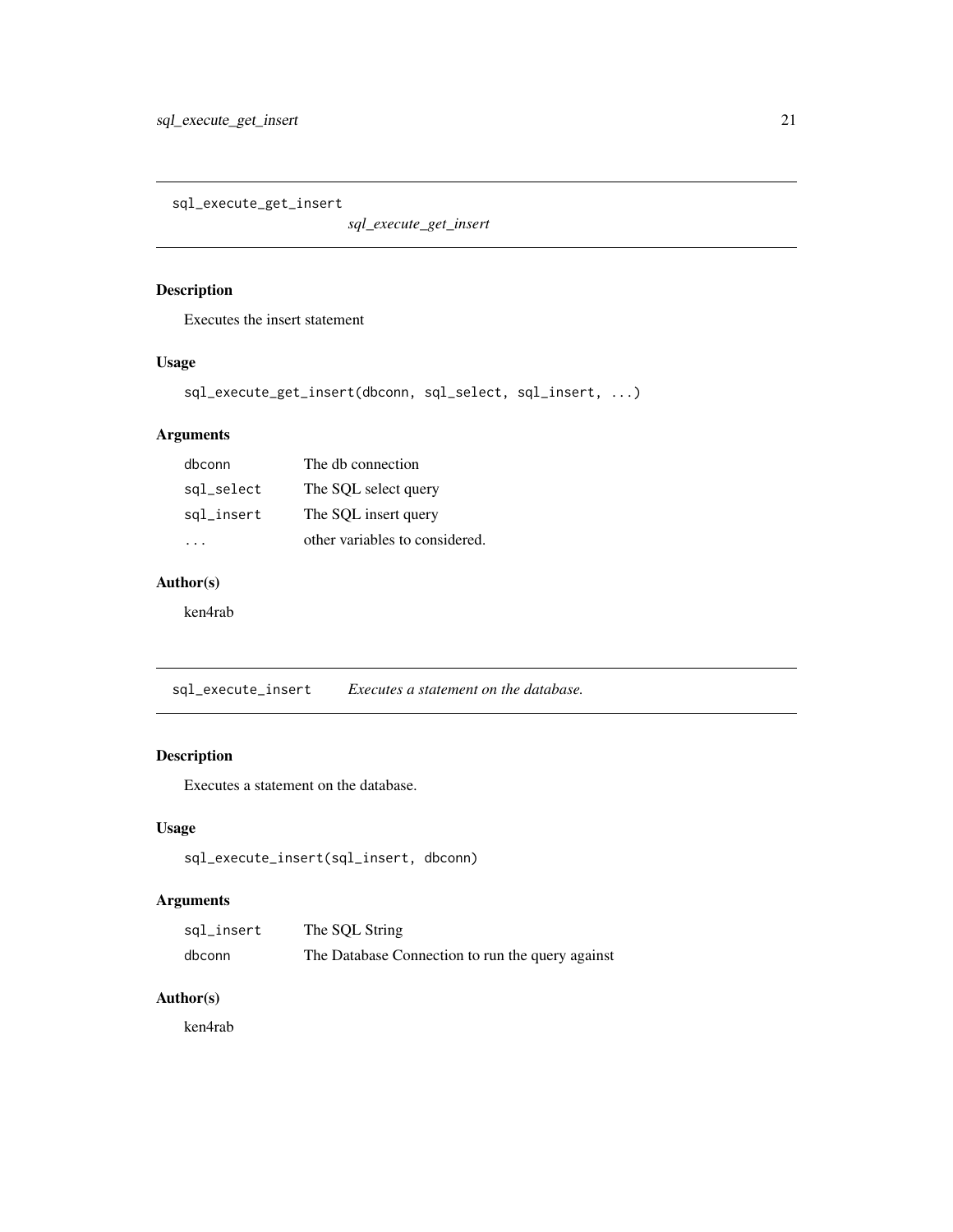## sql_execute_get_insert

*sql_execute_get_insert*

### Description

Executes the insert statement

### Usage

```
sql_execute_get_insert(dbconn, sql_select, sql_insert, ...)
```

### Arguments

| | |
|---|---|
| dbconn | The db connection |
| sql_select | The SQL select query |
| sql_insert | The SQL insert query |
| ... | other variables to considered. |

### Author(s)

ken4rab

## sql_execute_insert

*Executes a statement on the database.*

### Description

Executes a statement on the database.

### Usage

```
sql_execute_insert(sql_insert, dbconn)
```

### Arguments

| | |
|---|---|
| sql_insert | The SQL String |
| dbconn | The Database Connection to run the query against |

### Author(s)

ken4rab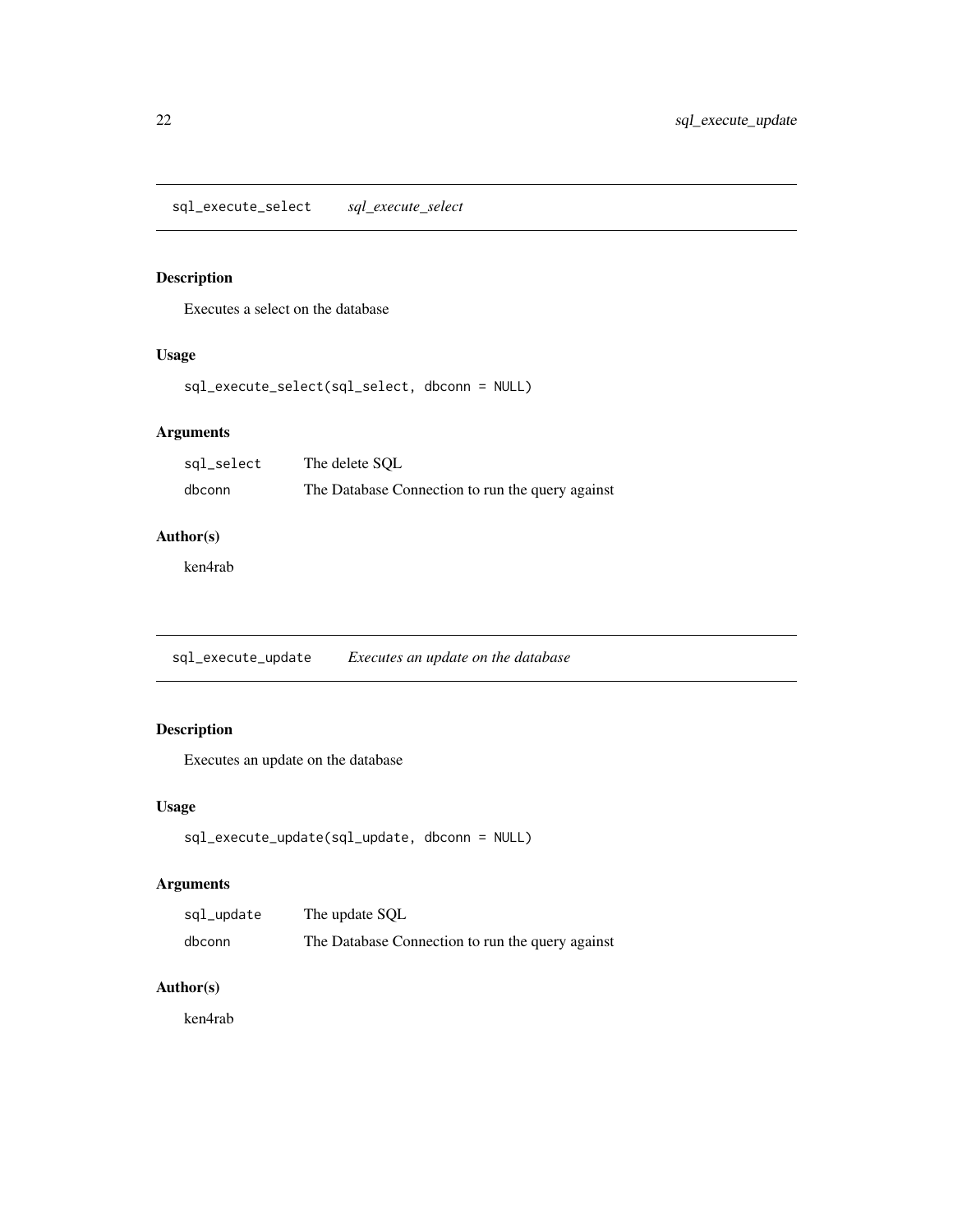## sql_execute_select *sql_execute_select*

### Description

Executes a select on the database

### Usage

```
sql_execute_select(sql_select, dbconn = NULL)
```

### Arguments

| | |
|---|---|
| sql_select | The delete SQL |
| dbconn | The Database Connection to run the query against |

### Author(s)

ken4rab

## sql_execute_update *Executes an update on the database*

### Description

Executes an update on the database

### Usage

```
sql_execute_update(sql_update, dbconn = NULL)
```

### Arguments

| | |
|---|---|
| sql_update | The update SQL |
| dbconn | The Database Connection to run the query against |

### Author(s)

ken4rab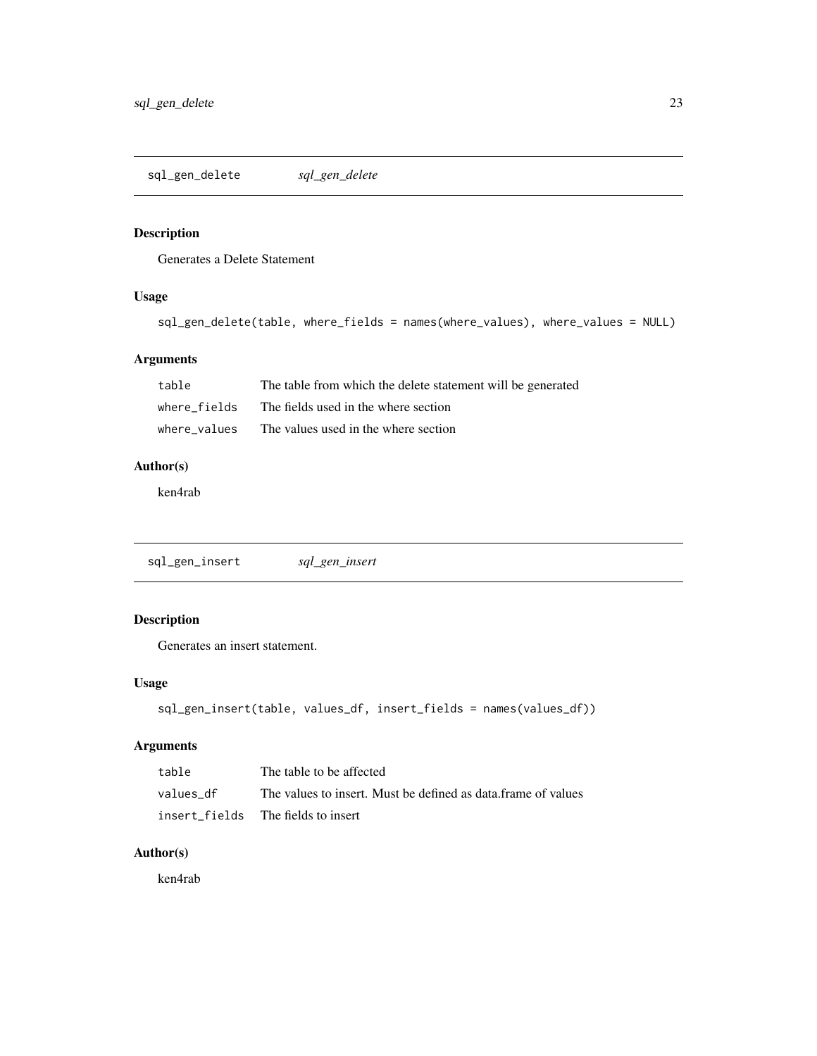## sql_gen_delete *sql_gen_delete*

### Description

Generates a Delete Statement

### Usage

```
sql_gen_delete(table, where_fields = names(where_values), where_values = NULL)
```

### Arguments

| | |
|---|---|
| `table` | The table from which the delete statement will be generated |
| `where_fields` | The fields used in the where section |
| `where_values` | The values used in the where section |

### Author(s)

ken4rab

## sql_gen_insert *sql_gen_insert*

### Description

Generates an insert statement.

### Usage

```
sql_gen_insert(table, values_df, insert_fields = names(values_df))
```

### Arguments

| | |
|---|---|
| `table` | The table to be affected |
| `values_df` | The values to insert. Must be defined as data.frame of values |
| `insert_fields` | The fields to insert |

### Author(s)

ken4rab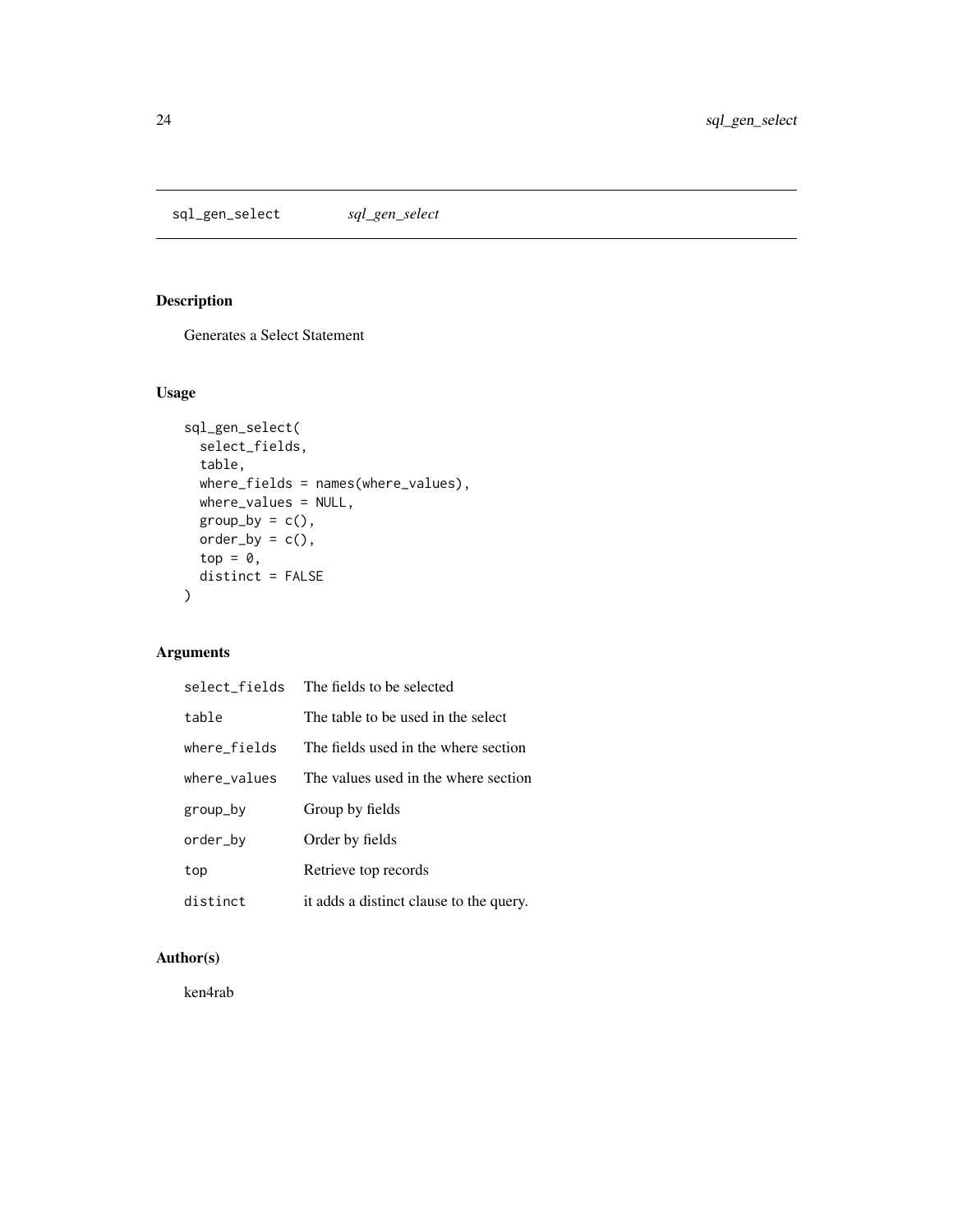# sql_gen_select *sql_gen_select*

## Description

Generates a Select Statement

## Usage

```
sql_gen_select(
  select_fields,
  table,
  where_fields = names(where_values),
  where_values = NULL,
  group_by = c(),
  order_by = c(),
  top = 0,
  distinct = FALSE
)
```

## Arguments

| | |
|---|---|
| `select_fields` | The fields to be selected |
| `table` | The table to be used in the select |
| `where_fields` | The fields used in the where section |
| `where_values` | The values used in the where section |
| `group_by` | Group by fields |
| `order_by` | Order by fields |
| `top` | Retrieve top records |
| `distinct` | it adds a distinct clause to the query. |

## Author(s)

ken4rab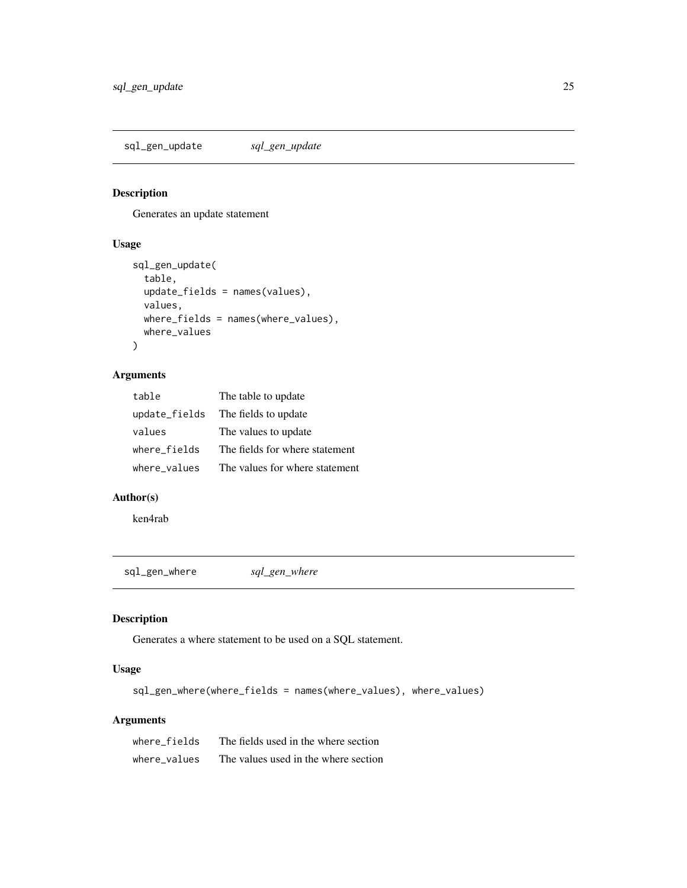## sql_gen_update *sql_gen_update*

### Description

Generates an update statement

### Usage

```
sql_gen_update(
  table,
  update_fields = names(values),
  values,
  where_fields = names(where_values),
  where_values
)
```

### Arguments

| | |
|---|---|
| `table` | The table to update |
| `update_fields` | The fields to update |
| `values` | The values to update |
| `where_fields` | The fields for where statement |
| `where_values` | The values for where statement |

### Author(s)

ken4rab

## sql_gen_where *sql_gen_where*

### Description

Generates a where statement to be used on a SQL statement.

### Usage

```
sql_gen_where(where_fields = names(where_values), where_values)
```

### Arguments

| | |
|---|---|
| `where_fields` | The fields used in the where section |
| `where_values` | The values used in the where section |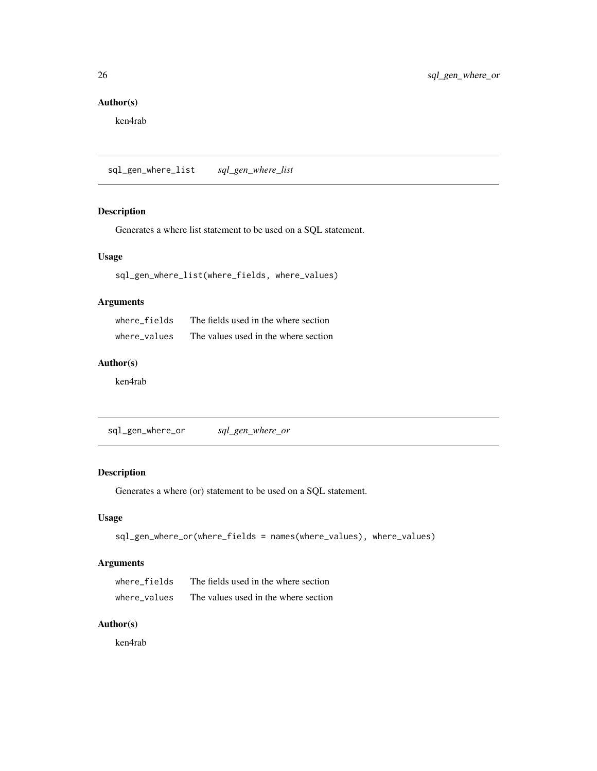## Author(s)

ken4rab

---

`sql_gen_where_list` *sql_gen_where_list*

---

### Description

Generates a where list statement to be used on a SQL statement.

### Usage

```
sql_gen_where_list(where_fields, where_values)
```

### Arguments

| | |
|---|---|
| `where_fields` | The fields used in the where section |
| `where_values` | The values used in the where section |

### Author(s)

ken4rab

---

`sql_gen_where_or` *sql_gen_where_or*

---

### Description

Generates a where (or) statement to be used on a SQL statement.

### Usage

```
sql_gen_where_or(where_fields = names(where_values), where_values)
```

### Arguments

| | |
|---|---|
| `where_fields` | The fields used in the where section |
| `where_values` | The values used in the where section |

### Author(s)

ken4rab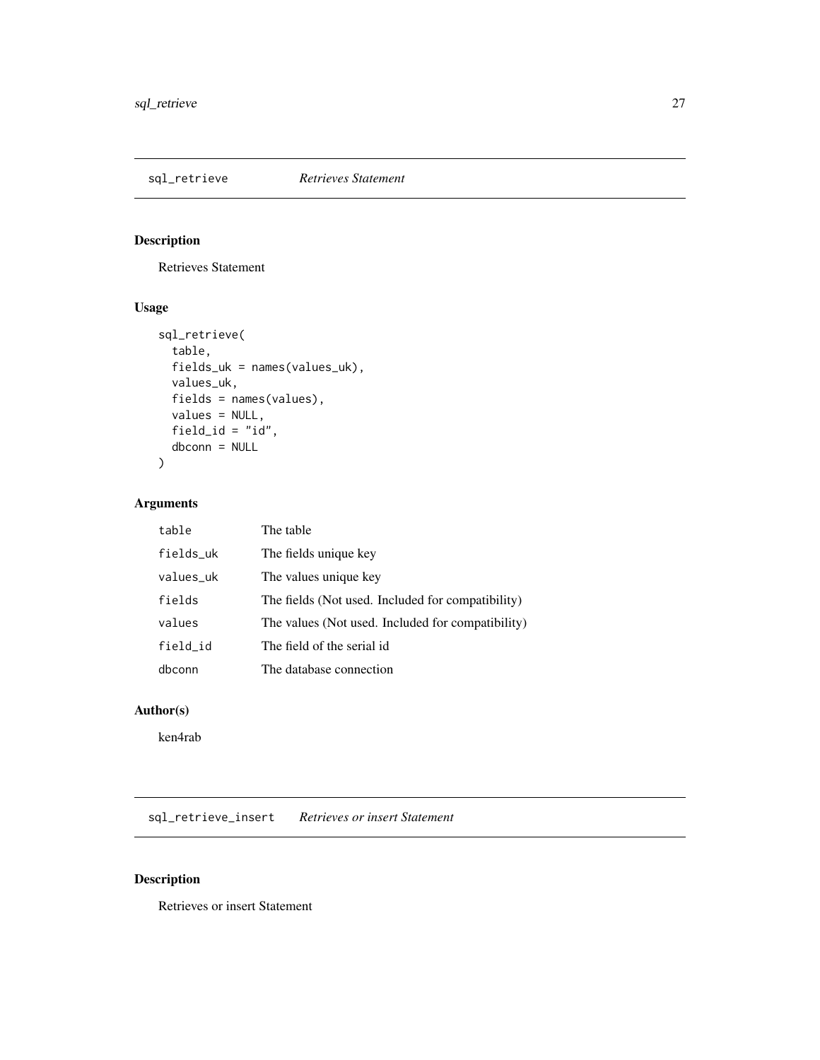## sql_retrieve *Retrieves Statement*

### Description

Retrieves Statement

### Usage

```
sql_retrieve(
  table,
  fields_uk = names(values_uk),
  values_uk,
  fields = names(values),
  values = NULL,
  field_id = "id",
  dbconn = NULL
)
```

### Arguments

| | |
|---|---|
| table | The table |
| fields_uk | The fields unique key |
| values_uk | The values unique key |
| fields | The fields (Not used. Included for compatibility) |
| values | The values (Not used. Included for compatibility) |
| field_id | The field of the serial id |
| dbconn | The database connection |

### Author(s)

ken4rab

## sql_retrieve_insert *Retrieves or insert Statement*

### Description

Retrieves or insert Statement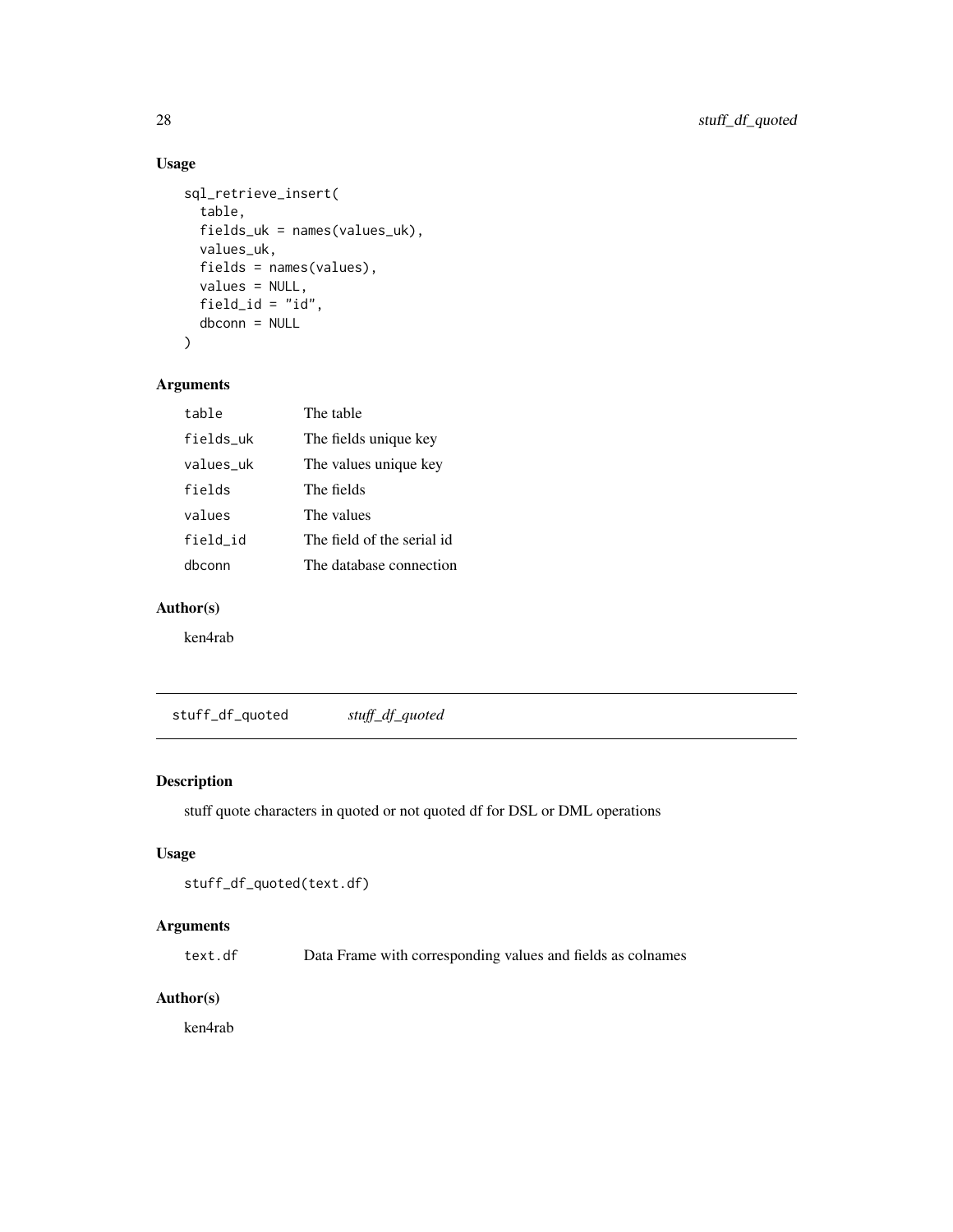### Usage

```
sql_retrieve_insert(
  table,
  fields_uk = names(values_uk),
  values_uk,
  fields = names(values),
  values = NULL,
  field_id = "id",
  dbconn = NULL
)
```

### Arguments

| | |
|---|---|
| table | The table |
| fields_uk | The fields unique key |
| values_uk | The values unique key |
| fields | The fields |
| values | The values |
| field_id | The field of the serial id |
| dbconn | The database connection |

### Author(s)

ken4rab

---

## stuff_df_quoted — *stuff_df_quoted*

### Description

stuff quote characters in quoted or not quoted df for DSL or DML operations

### Usage

```
stuff_df_quoted(text.df)
```

### Arguments

| | |
|---|---|
| text.df | Data Frame with corresponding values and fields as colnames |

### Author(s)

ken4rab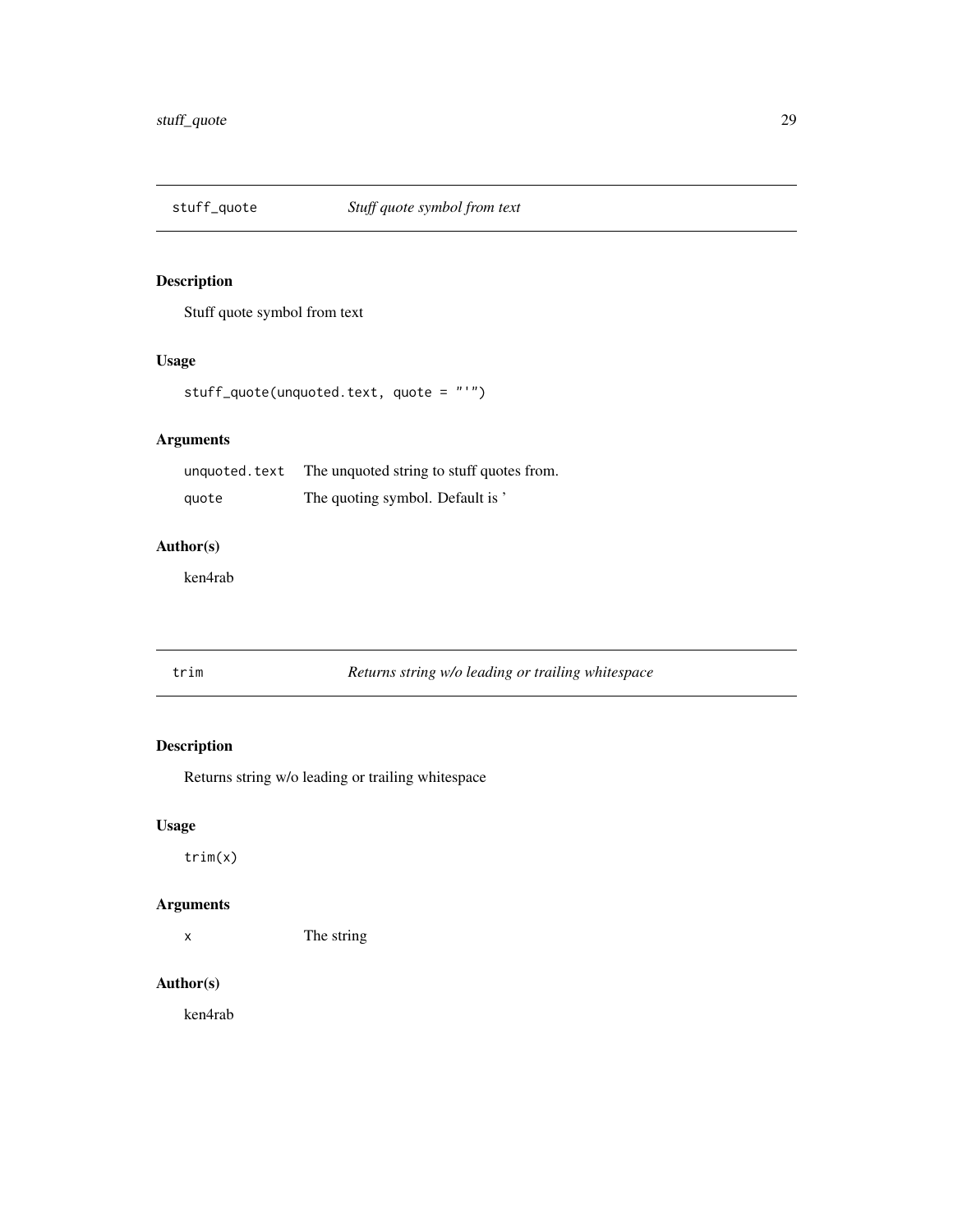## stuff_quote — *Stuff quote symbol from text*

### Description

Stuff quote symbol from text

### Usage

```
stuff_quote(unquoted.text, quote = "'")
```

### Arguments

| | |
|---|---|
| `unquoted.text` | The unquoted string to stuff quotes from. |
| `quote` | The quoting symbol. Default is ' |

### Author(s)

ken4rab

## trim — *Returns string w/o leading or trailing whitespace*

### Description

Returns string w/o leading or trailing whitespace

### Usage

```
trim(x)
```

### Arguments

| | |
|---|---|
| `x` | The string |

### Author(s)

ken4rab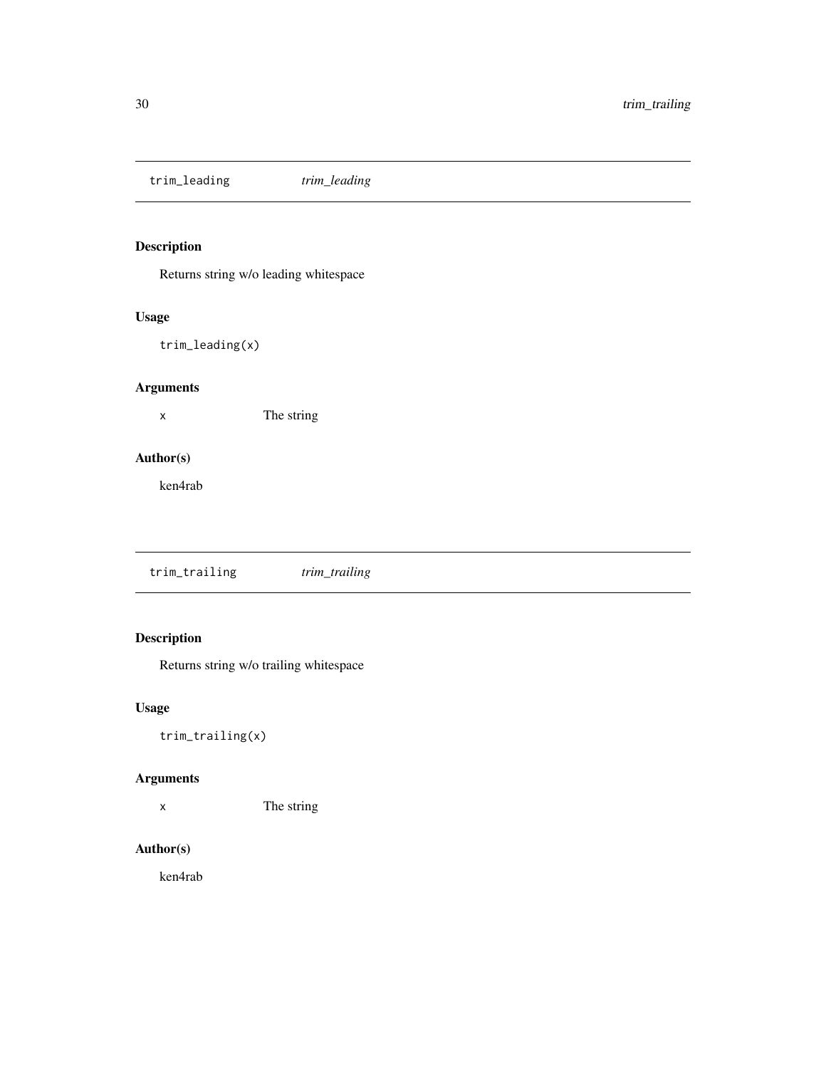## trim_leading *trim_leading*

### Description

Returns string w/o leading whitespace

### Usage

```
trim_leading(x)
```

### Arguments

| | |
|---|---|
| x | The string |

### Author(s)

ken4rab

## trim_trailing *trim_trailing*

### Description

Returns string w/o trailing whitespace

### Usage

```
trim_trailing(x)
```

### Arguments

| | |
|---|---|
| x | The string |

### Author(s)

ken4rab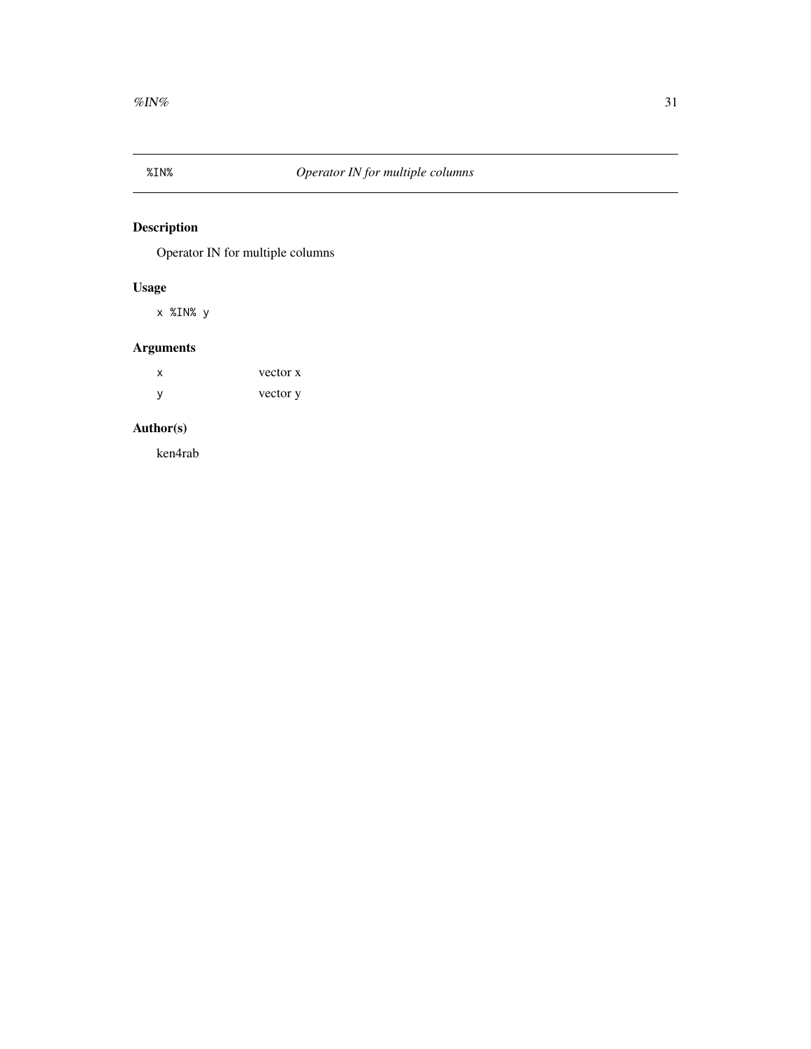## %IN% — *Operator IN for multiple columns*

### Description

Operator IN for multiple columns

### Usage

```
x %IN% y
```

### Arguments

| | |
|---|---|
| x | vector x |
| y | vector y |

### Author(s)

ken4rab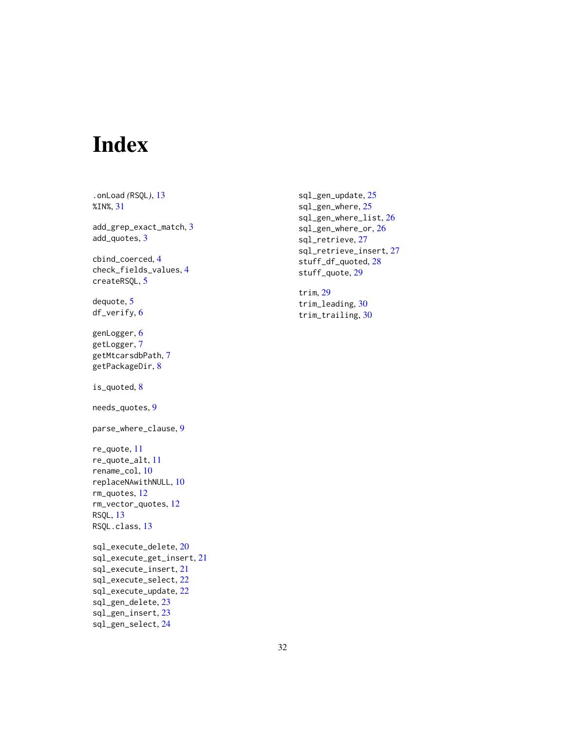# Index

.onLoad *(RSQL)*, 13
%IN%, 31

add_grep_exact_match, 3
add_quotes, 3

cbind_coerced, 4
check_fields_values, 4
createRSQL, 5

dequote, 5
df_verify, 6

genLogger, 6
getLogger, 7
getMtcarsdbPath, 7
getPackageDir, 8

is_quoted, 8

needs_quotes, 9

parse_where_clause, 9

re_quote, 11
re_quote_alt, 11
rename_col, 10
replaceNAwithNULL, 10
rm_quotes, 12
rm_vector_quotes, 12
RSQL, 13
RSQL.class, 13

sql_execute_delete, 20
sql_execute_get_insert, 21
sql_execute_insert, 21
sql_execute_select, 22
sql_execute_update, 22
sql_gen_delete, 23
sql_gen_insert, 23
sql_gen_select, 24
sql_gen_update, 25
sql_gen_where, 25
sql_gen_where_list, 26
sql_gen_where_or, 26
sql_retrieve, 27
sql_retrieve_insert, 27
stuff_df_quoted, 28
stuff_quote, 29

trim, 29
trim_leading, 30
trim_trailing, 30